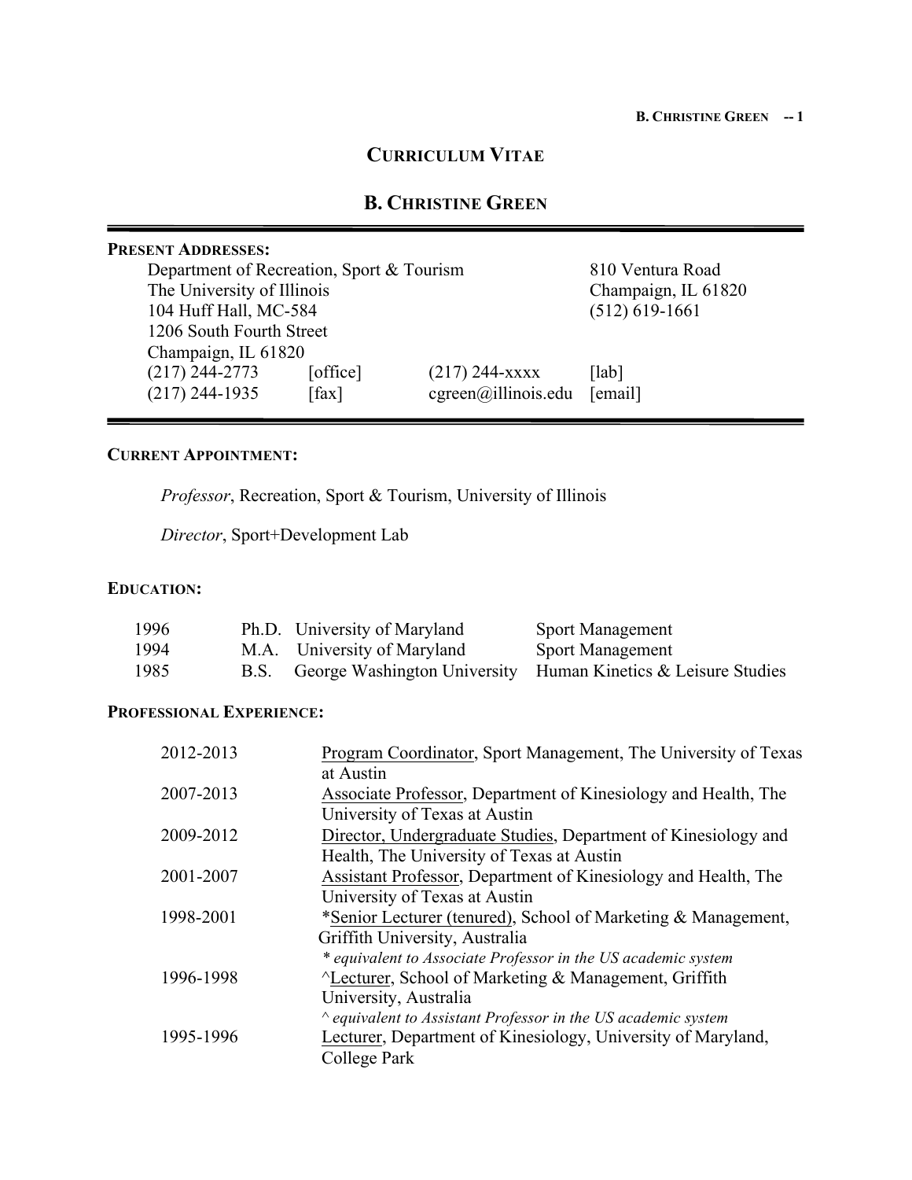# CURRICULUM VITAE

# B. CHRISTINE GREEN

**PRESENT ADDRESSES:**

Department of Recreation, Sport & Tourism
The University of Illinois
104 Huff Hall, MC-584
1206 South Fourth Street
Champaign, IL 61820

| | | | |
|---|---|---|---|
| (217) 244-2773 | [office] | (217) 244-xxxx | [lab] |
| (217) 244-1935 | [fax] | cgreen@illinois.edu | [email] |

810 Ventura Road
Champaign, IL 61820
(512) 619-1661

**CURRENT APPOINTMENT:**

*Professor*, Recreation, Sport & Tourism, University of Illinois

*Director*, Sport+Development Lab

**EDUCATION:**

| | | | |
|---|---|---|---|
| 1996 | Ph.D. | University of Maryland | Sport Management |
| 1994 | M.A. | University of Maryland | Sport Management |
| 1985 | B.S. | George Washington University | Human Kinetics & Leisure Studies |

**PROFESSIONAL EXPERIENCE:**

| | |
|---|---|
| 2012-2013 | Program Coordinator, Sport Management, The University of Texas at Austin |
| 2007-2013 | Associate Professor, Department of Kinesiology and Health, The University of Texas at Austin |
| 2009-2012 | Director, Undergraduate Studies, Department of Kinesiology and Health, The University of Texas at Austin |
| 2001-2007 | Assistant Professor, Department of Kinesiology and Health, The University of Texas at Austin |
| 1998-2001 | *Senior Lecturer (tenured), School of Marketing & Management, Griffith University, Australia<br>*\* equivalent to Associate Professor in the US academic system* |
| 1996-1998 | ^Lecturer, School of Marketing & Management, Griffith University, Australia<br>*^ equivalent to Assistant Professor in the US academic system* |
| 1995-1996 | Lecturer, Department of Kinesiology, University of Maryland, College Park |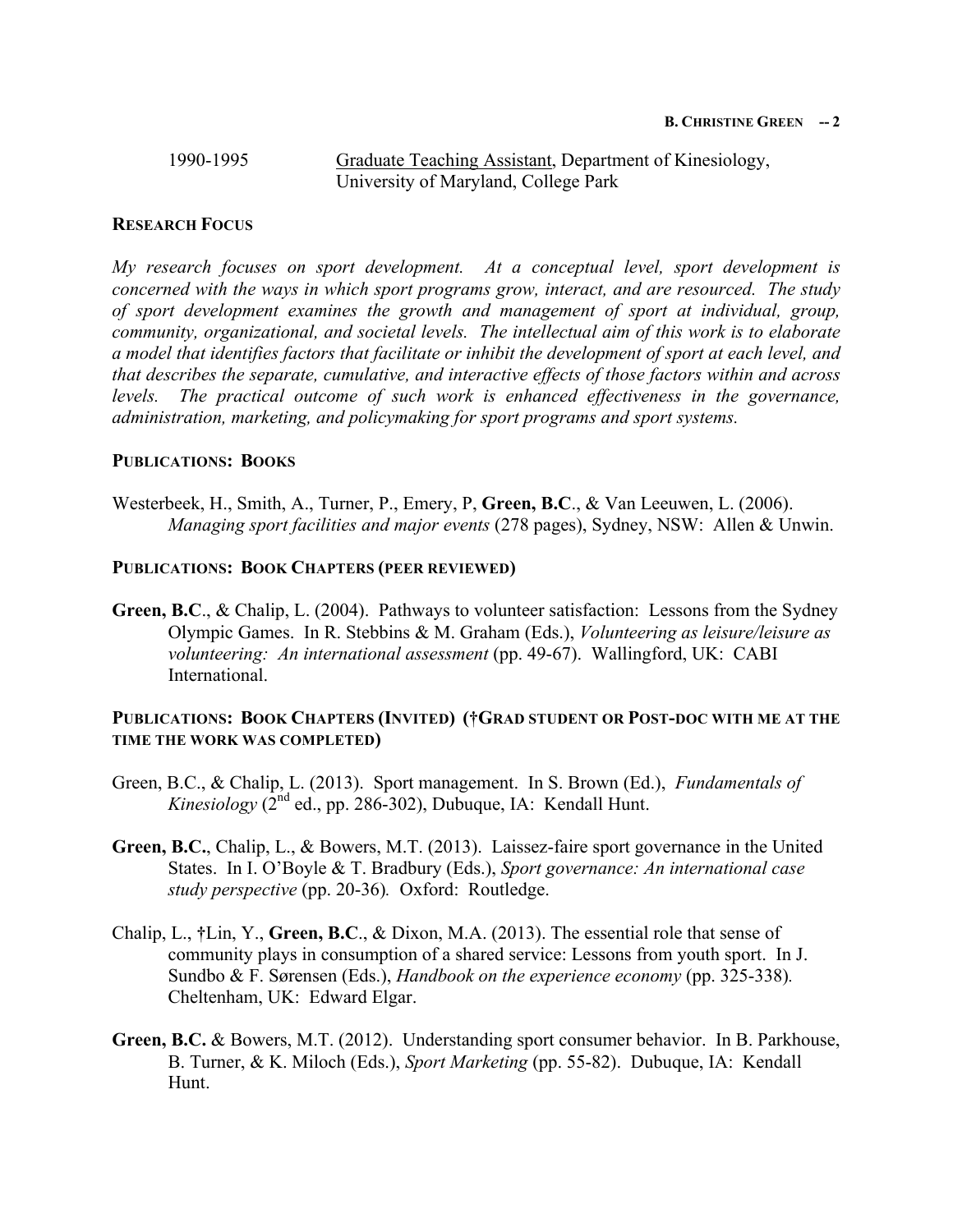1990-1995 Graduate Teaching Assistant, Department of Kinesiology, University of Maryland, College Park

## RESEARCH FOCUS

*My research focuses on sport development. At a conceptual level, sport development is concerned with the ways in which sport programs grow, interact, and are resourced. The study of sport development examines the growth and management of sport at individual, group, community, organizational, and societal levels. The intellectual aim of this work is to elaborate a model that identifies factors that facilitate or inhibit the development of sport at each level, and that describes the separate, cumulative, and interactive effects of those factors within and across levels. The practical outcome of such work is enhanced effectiveness in the governance, administration, marketing, and policymaking for sport programs and sport systems.*

## PUBLICATIONS: BOOKS

Westerbeek, H., Smith, A., Turner, P., Emery, P, **Green, B.C**., & Van Leeuwen, L. (2006). *Managing sport facilities and major events* (278 pages), Sydney, NSW: Allen & Unwin.

## PUBLICATIONS: BOOK CHAPTERS (PEER REVIEWED)

**Green, B.C**., & Chalip, L. (2004). Pathways to volunteer satisfaction: Lessons from the Sydney Olympic Games. In R. Stebbins & M. Graham (Eds.), *Volunteering as leisure/leisure as volunteering: An international assessment* (pp. 49-67). Wallingford, UK: CABI International.

## PUBLICATIONS: BOOK CHAPTERS (INVITED) (†GRAD STUDENT OR POST-DOC WITH ME AT THE TIME THE WORK WAS COMPLETED)

Green, B.C., & Chalip, L. (2013). Sport management. In S. Brown (Ed.), *Fundamentals of Kinesiology* (2nd ed., pp. 286-302), Dubuque, IA: Kendall Hunt.

**Green, B.C.**, Chalip, L., & Bowers, M.T. (2013). Laissez-faire sport governance in the United States. In I. O'Boyle & T. Bradbury (Eds.), *Sport governance: An international case study perspective* (pp. 20-36)*.* Oxford: Routledge.

Chalip, L., **†**Lin, Y., **Green, B.C**., & Dixon, M.A. (2013). The essential role that sense of community plays in consumption of a shared service: Lessons from youth sport. In J. Sundbo & F. Sørensen (Eds.), *Handbook on the experience economy* (pp. 325-338)*.* Cheltenham, UK: Edward Elgar.

**Green, B.C.** & Bowers, M.T. (2012). Understanding sport consumer behavior. In B. Parkhouse, B. Turner, & K. Miloch (Eds.), *Sport Marketing* (pp. 55-82). Dubuque, IA: Kendall Hunt.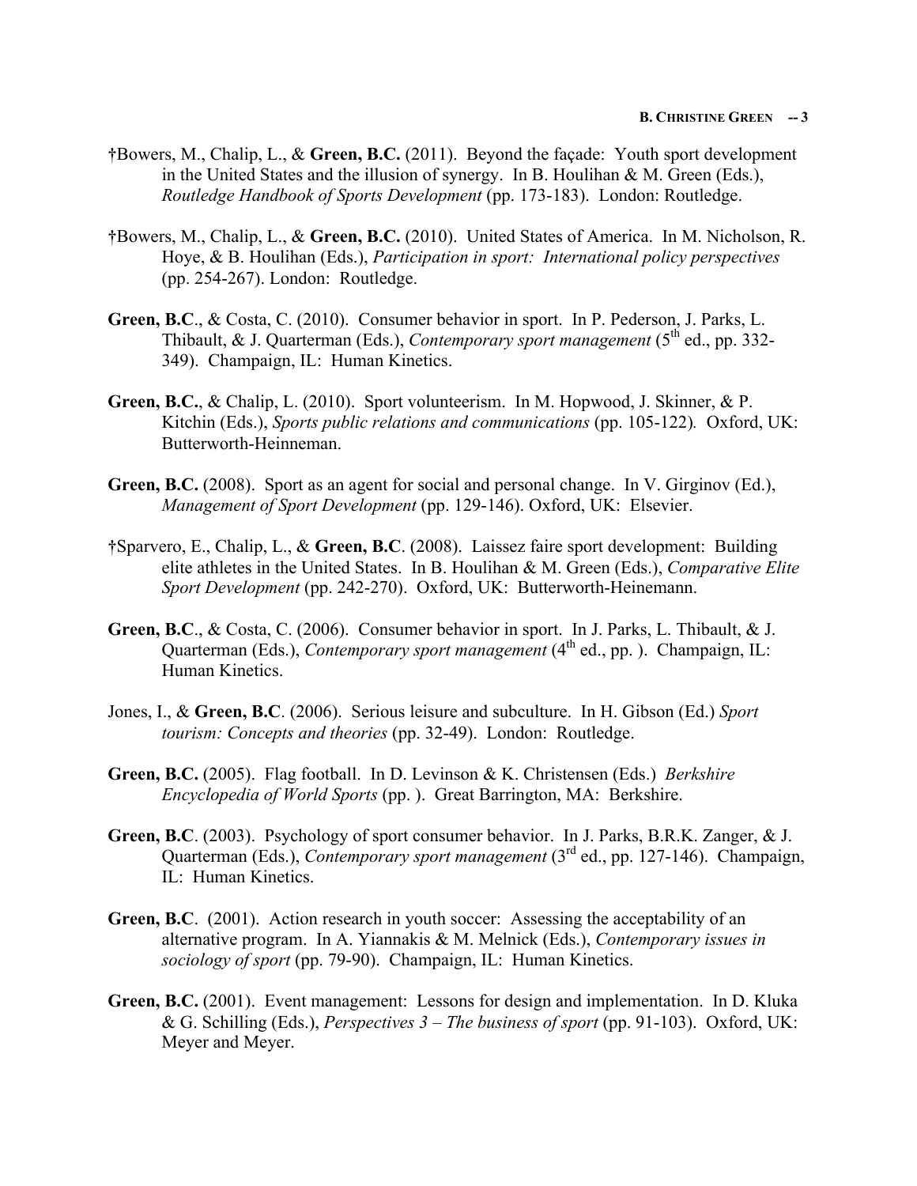†Bowers, M., Chalip, L., & **Green, B.C.** (2011). Beyond the façade: Youth sport development in the United States and the illusion of synergy. In B. Houlihan & M. Green (Eds.), *Routledge Handbook of Sports Development* (pp. 173-183). London: Routledge.

†Bowers, M., Chalip, L., & **Green, B.C.** (2010). United States of America. In M. Nicholson, R. Hoye, & B. Houlihan (Eds.), *Participation in sport: International policy perspectives* (pp. 254-267). London: Routledge.

**Green, B.C**., & Costa, C. (2010). Consumer behavior in sport. In P. Pederson, J. Parks, L. Thibault, & J. Quarterman (Eds.), *Contemporary sport management* (5th ed., pp. 332-349). Champaign, IL: Human Kinetics.

**Green, B.C.**, & Chalip, L. (2010). Sport volunteerism. In M. Hopwood, J. Skinner, & P. Kitchin (Eds.), *Sports public relations and communications* (pp. 105-122). Oxford, UK: Butterworth-Heinneman.

**Green, B.C.** (2008). Sport as an agent for social and personal change. In V. Girginov (Ed.), *Management of Sport Development* (pp. 129-146). Oxford, UK: Elsevier.

†Sparvero, E., Chalip, L., & **Green, B.C**. (2008). Laissez faire sport development: Building elite athletes in the United States. In B. Houlihan & M. Green (Eds.), *Comparative Elite Sport Development* (pp. 242-270). Oxford, UK: Butterworth-Heinemann.

**Green, B.C**., & Costa, C. (2006). Consumer behavior in sport. In J. Parks, L. Thibault, & J. Quarterman (Eds.), *Contemporary sport management* (4th ed., pp. ). Champaign, IL: Human Kinetics.

Jones, I., & **Green, B.C**. (2006). Serious leisure and subculture. In H. Gibson (Ed.) *Sport tourism: Concepts and theories* (pp. 32-49). London: Routledge.

**Green, B.C.** (2005). Flag football. In D. Levinson & K. Christensen (Eds.) *Berkshire Encyclopedia of World Sports* (pp. ). Great Barrington, MA: Berkshire.

**Green, B.C**. (2003). Psychology of sport consumer behavior. In J. Parks, B.R.K. Zanger, & J. Quarterman (Eds.), *Contemporary sport management* (3rd ed., pp. 127-146). Champaign, IL: Human Kinetics.

**Green, B.C**. (2001). Action research in youth soccer: Assessing the acceptability of an alternative program. In A. Yiannakis & M. Melnick (Eds.), *Contemporary issues in sociology of sport* (pp. 79-90). Champaign, IL: Human Kinetics.

**Green, B.C.** (2001). Event management: Lessons for design and implementation. In D. Kluka & G. Schilling (Eds.), *Perspectives 3 – The business of sport* (pp. 91-103). Oxford, UK: Meyer and Meyer.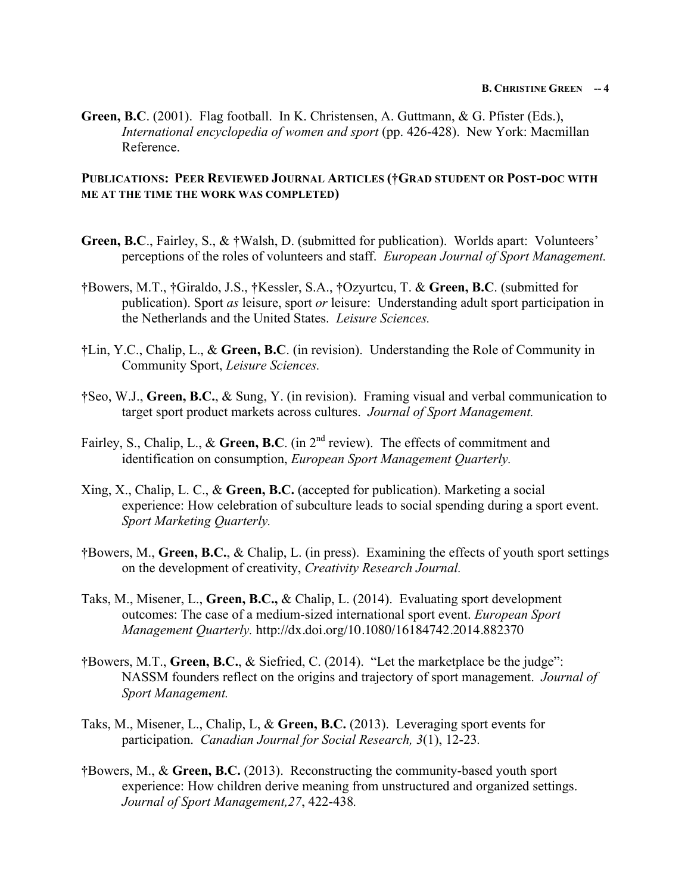**Green, B.C**. (2001). Flag football. In K. Christensen, A. Guttmann, & G. Pfister (Eds.), *International encyclopedia of women and sport* (pp. 426-428). New York: Macmillan Reference.

**PUBLICATIONS: PEER REVIEWED JOURNAL ARTICLES (†GRAD STUDENT OR POST-DOC WITH ME AT THE TIME THE WORK WAS COMPLETED)**

**Green, B.C**., Fairley, S., & †Walsh, D. (submitted for publication). Worlds apart: Volunteers' perceptions of the roles of volunteers and staff. *European Journal of Sport Management.*

†Bowers, M.T., †Giraldo, J.S., †Kessler, S.A., †Ozyurtcu, T. & **Green, B.C**. (submitted for publication). Sport *as* leisure, sport *or* leisure: Understanding adult sport participation in the Netherlands and the United States. *Leisure Sciences.*

†Lin, Y.C., Chalip, L., & **Green, B.C**. (in revision). Understanding the Role of Community in Community Sport, *Leisure Sciences.*

†Seo, W.J., **Green, B.C.**, & Sung, Y. (in revision). Framing visual and verbal communication to target sport product markets across cultures. *Journal of Sport Management.*

Fairley, S., Chalip, L., & **Green, B.C**. (in 2nd review). The effects of commitment and identification on consumption, *European Sport Management Quarterly.*

Xing, X., Chalip, L. C., & **Green, B.C.** (accepted for publication). Marketing a social experience: How celebration of subculture leads to social spending during a sport event. *Sport Marketing Quarterly.*

†Bowers, M., **Green, B.C.**, & Chalip, L. (in press). Examining the effects of youth sport settings on the development of creativity, *Creativity Research Journal.*

Taks, M., Misener, L., **Green, B.C.,** & Chalip, L. (2014). Evaluating sport development outcomes: The case of a medium-sized international sport event. *European Sport Management Quarterly.* http://dx.doi.org/10.1080/16184742.2014.882370

†Bowers, M.T., **Green, B.C.**, & Siefried, C. (2014). "Let the marketplace be the judge": NASSM founders reflect on the origins and trajectory of sport management. *Journal of Sport Management.*

Taks, M., Misener, L., Chalip, L, & **Green, B.C.** (2013). Leveraging sport events for participation. *Canadian Journal for Social Research, 3*(1), 12-23.

†Bowers, M., & **Green, B.C.** (2013). Reconstructing the community-based youth sport experience: How children derive meaning from unstructured and organized settings. *Journal of Sport Management,27*, 422-438.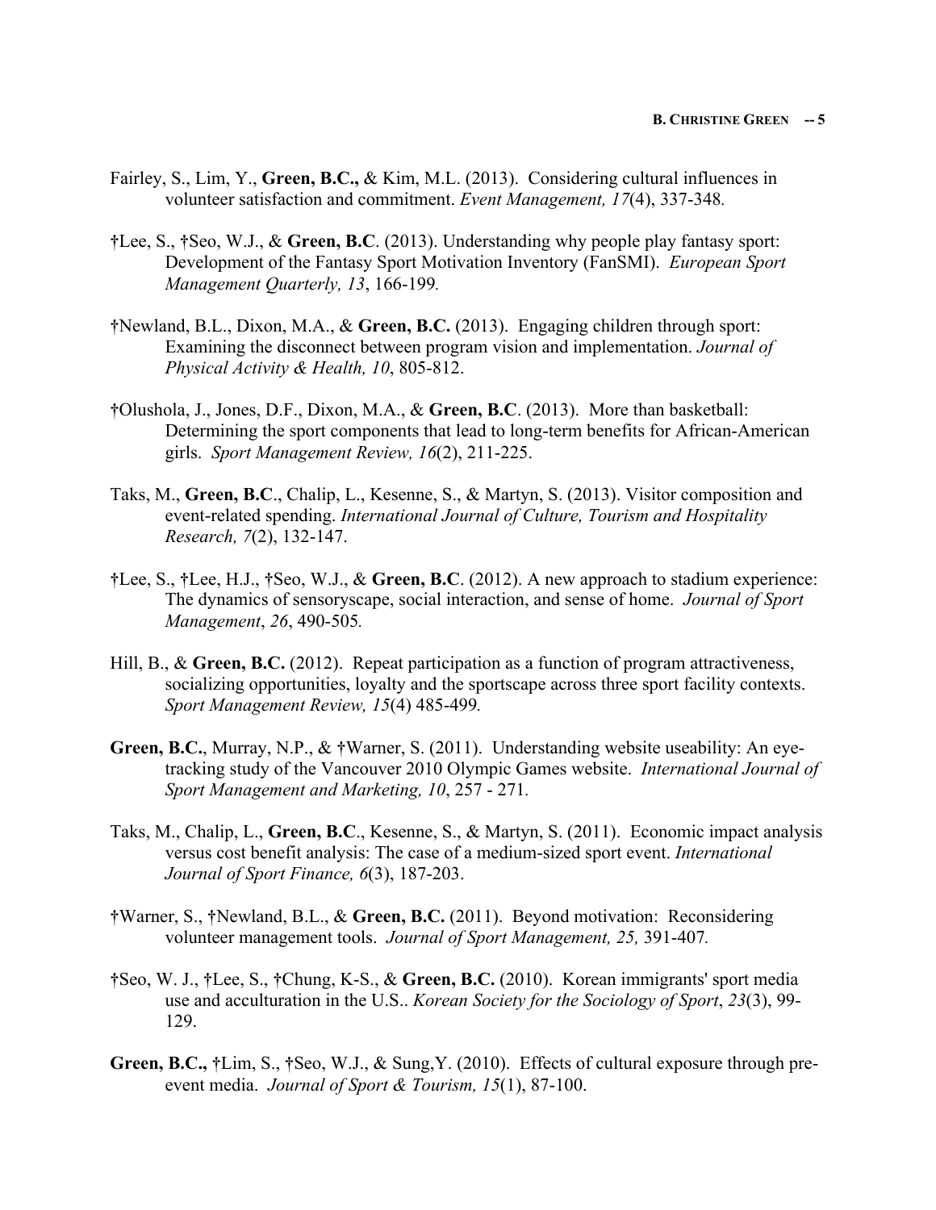Fairley, S., Lim, Y., **Green, B.C.,** & Kim, M.L. (2013). Considering cultural influences in volunteer satisfaction and commitment. *Event Management, 17*(4), 337-348.

†Lee, S., †Seo, W.J., & **Green, B.C**. (2013). Understanding why people play fantasy sport: Development of the Fantasy Sport Motivation Inventory (FanSMI). *European Sport Management Quarterly, 13*, 166-199.

†Newland, B.L., Dixon, M.A., & **Green, B.C.** (2013). Engaging children through sport: Examining the disconnect between program vision and implementation. *Journal of Physical Activity & Health, 10*, 805-812.

†Olushola, J., Jones, D.F., Dixon, M.A., & **Green, B.C**. (2013). More than basketball: Determining the sport components that lead to long-term benefits for African-American girls. *Sport Management Review, 16*(2), 211-225.

Taks, M., **Green, B.C**., Chalip, L., Kesenne, S., & Martyn, S. (2013). Visitor composition and event-related spending. *International Journal of Culture, Tourism and Hospitality Research, 7*(2), 132-147.

†Lee, S., †Lee, H.J., †Seo, W.J., & **Green, B.C**. (2012). A new approach to stadium experience: The dynamics of sensoryscape, social interaction, and sense of home. *Journal of Sport Management*, *26*, 490-505.

Hill, B., & **Green, B.C.** (2012). Repeat participation as a function of program attractiveness, socializing opportunities, loyalty and the sportscape across three sport facility contexts. *Sport Management Review, 15*(4) 485-499.

**Green, B.C.**, Murray, N.P., & †Warner, S. (2011). Understanding website useability: An eye-tracking study of the Vancouver 2010 Olympic Games website. *International Journal of Sport Management and Marketing, 10*, 257 - 271.

Taks, M., Chalip, L., **Green, B.C**., Kesenne, S., & Martyn, S. (2011). Economic impact analysis versus cost benefit analysis: The case of a medium-sized sport event. *International Journal of Sport Finance, 6*(3), 187-203.

†Warner, S., †Newland, B.L., & **Green, B.C.** (2011). Beyond motivation: Reconsidering volunteer management tools. *Journal of Sport Management, 25,* 391-407.

†Seo, W. J., †Lee, S., †Chung, K-S., & **Green, B.C.** (2010). Korean immigrants' sport media use and acculturation in the U.S.. *Korean Society for the Sociology of Sport*, *23*(3), 99-129.

**Green, B.C.,** †Lim, S., †Seo, W.J., & Sung,Y. (2010). Effects of cultural exposure through pre-event media. *Journal of Sport & Tourism, 15*(1), 87-100.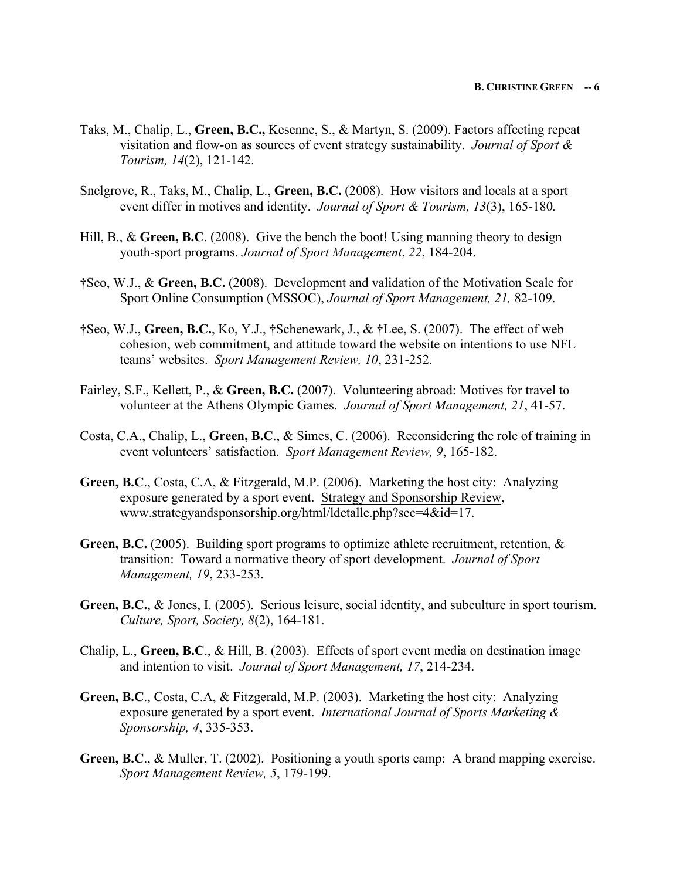Taks, M., Chalip, L., **Green, B.C.,** Kesenne, S., & Martyn, S. (2009). Factors affecting repeat visitation and flow-on as sources of event strategy sustainability. *Journal of Sport & Tourism, 14*(2), 121-142.

Snelgrove, R., Taks, M., Chalip, L., **Green, B.C.** (2008). How visitors and locals at a sport event differ in motives and identity. *Journal of Sport & Tourism, 13*(3), 165-180*.*

Hill, B., & **Green, B.C**. (2008). Give the bench the boot! Using manning theory to design youth-sport programs. *Journal of Sport Management*, *22*, 184-204.

†Seo, W.J., & **Green, B.C.** (2008). Development and validation of the Motivation Scale for Sport Online Consumption (MSSOC), *Journal of Sport Management, 21,* 82-109.

†Seo, W.J., **Green, B.C.**, Ko, Y.J., †Schenewark, J., & †Lee, S. (2007). The effect of web cohesion, web commitment, and attitude toward the website on intentions to use NFL teams' websites. *Sport Management Review, 10*, 231-252.

Fairley, S.F., Kellett, P., & **Green, B.C.** (2007). Volunteering abroad: Motives for travel to volunteer at the Athens Olympic Games. *Journal of Sport Management, 21*, 41-57.

Costa, C.A., Chalip, L., **Green, B.C**., & Simes, C. (2006). Reconsidering the role of training in event volunteers' satisfaction. *Sport Management Review, 9*, 165-182.

**Green, B.C**., Costa, C.A, & Fitzgerald, M.P. (2006). Marketing the host city: Analyzing exposure generated by a sport event. Strategy and Sponsorship Review, www.strategyandsponsorship.org/html/ldetalle.php?sec=4&id=17.

**Green, B.C.** (2005). Building sport programs to optimize athlete recruitment, retention, & transition: Toward a normative theory of sport development. *Journal of Sport Management, 19*, 233-253.

**Green, B.C.**, & Jones, I. (2005). Serious leisure, social identity, and subculture in sport tourism. *Culture, Sport, Society, 8*(2), 164-181.

Chalip, L., **Green, B.C**., & Hill, B. (2003). Effects of sport event media on destination image and intention to visit. *Journal of Sport Management, 17*, 214-234.

**Green, B.C**., Costa, C.A, & Fitzgerald, M.P. (2003). Marketing the host city: Analyzing exposure generated by a sport event. *International Journal of Sports Marketing & Sponsorship, 4*, 335-353.

**Green, B.C**., & Muller, T. (2002). Positioning a youth sports camp: A brand mapping exercise. *Sport Management Review, 5*, 179-199.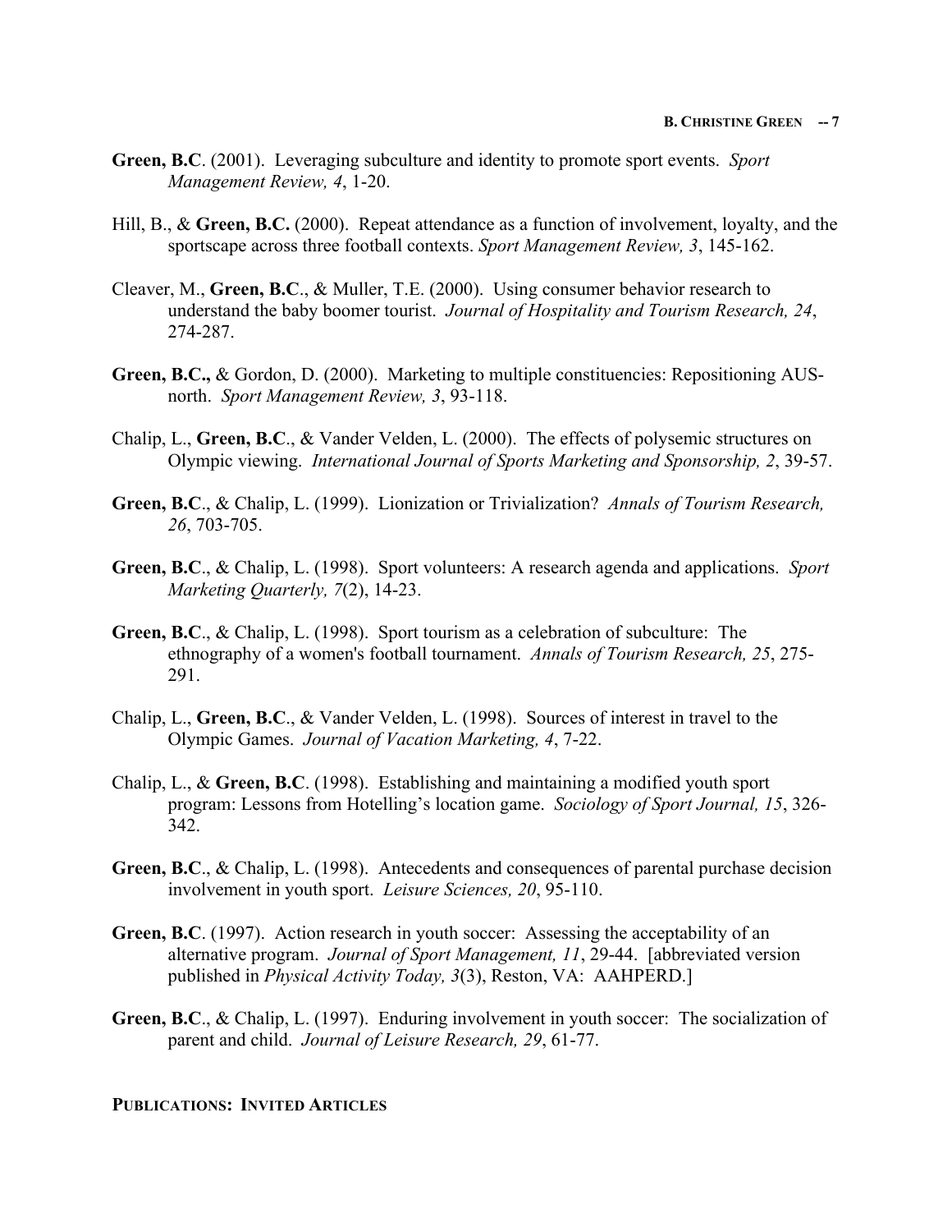**Green, B.C**. (2001). Leveraging subculture and identity to promote sport events. *Sport Management Review, 4*, 1-20.

Hill, B., & **Green, B.C.** (2000). Repeat attendance as a function of involvement, loyalty, and the sportscape across three football contexts. *Sport Management Review, 3*, 145-162.

Cleaver, M., **Green, B.C**., & Muller, T.E. (2000). Using consumer behavior research to understand the baby boomer tourist. *Journal of Hospitality and Tourism Research, 24*, 274-287.

**Green, B.C.,** & Gordon, D. (2000). Marketing to multiple constituencies: Repositioning AUS-north. *Sport Management Review, 3*, 93-118.

Chalip, L., **Green, B.C**., & Vander Velden, L. (2000). The effects of polysemic structures on Olympic viewing. *International Journal of Sports Marketing and Sponsorship, 2*, 39-57.

**Green, B.C**., & Chalip, L. (1999). Lionization or Trivialization? *Annals of Tourism Research, 26*, 703-705.

**Green, B.C**., & Chalip, L. (1998). Sport volunteers: A research agenda and applications. *Sport Marketing Quarterly, 7*(2), 14-23.

**Green, B.C**., & Chalip, L. (1998). Sport tourism as a celebration of subculture: The ethnography of a women's football tournament. *Annals of Tourism Research, 25*, 275-291.

Chalip, L., **Green, B.C**., & Vander Velden, L. (1998). Sources of interest in travel to the Olympic Games. *Journal of Vacation Marketing, 4*, 7-22.

Chalip, L., & **Green, B.C**. (1998). Establishing and maintaining a modified youth sport program: Lessons from Hotelling's location game. *Sociology of Sport Journal, 15*, 326-342.

**Green, B.C**., & Chalip, L. (1998). Antecedents and consequences of parental purchase decision involvement in youth sport. *Leisure Sciences, 20*, 95-110.

**Green, B.C**. (1997). Action research in youth soccer: Assessing the acceptability of an alternative program. *Journal of Sport Management, 11*, 29-44. [abbreviated version published in *Physical Activity Today, 3*(3), Reston, VA: AAHPERD.]

**Green, B.C**., & Chalip, L. (1997). Enduring involvement in youth soccer: The socialization of parent and child. *Journal of Leisure Research, 29*, 61-77.

**PUBLICATIONS: INVITED ARTICLES**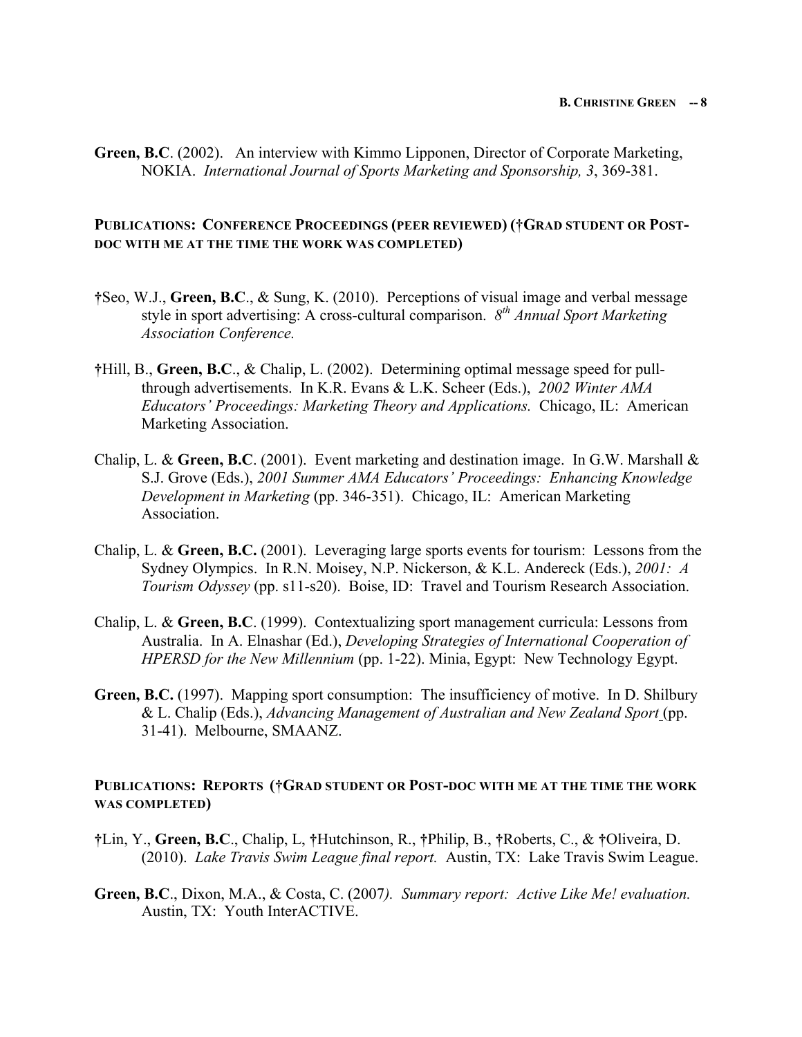**Green, B.C**. (2002). An interview with Kimmo Lipponen, Director of Corporate Marketing, NOKIA. *International Journal of Sports Marketing and Sponsorship, 3*, 369-381.

### PUBLICATIONS: CONFERENCE PROCEEDINGS (PEER REVIEWED) (†GRAD STUDENT OR POST-DOC WITH ME AT THE TIME THE WORK WAS COMPLETED)

†Seo, W.J., **Green, B.C**., & Sung, K. (2010). Perceptions of visual image and verbal message style in sport advertising: A cross-cultural comparison. *8th Annual Sport Marketing Association Conference.*

†Hill, B., **Green, B.C**., & Chalip, L. (2002). Determining optimal message speed for pull-through advertisements. In K.R. Evans & L.K. Scheer (Eds.), *2002 Winter AMA Educators' Proceedings: Marketing Theory and Applications.* Chicago, IL: American Marketing Association.

Chalip, L. & **Green, B.C**. (2001). Event marketing and destination image. In G.W. Marshall & S.J. Grove (Eds.), *2001 Summer AMA Educators' Proceedings: Enhancing Knowledge Development in Marketing* (pp. 346-351). Chicago, IL: American Marketing Association.

Chalip, L. & **Green, B.C.** (2001). Leveraging large sports events for tourism: Lessons from the Sydney Olympics. In R.N. Moisey, N.P. Nickerson, & K.L. Andereck (Eds.), *2001: A Tourism Odyssey* (pp. s11-s20). Boise, ID: Travel and Tourism Research Association.

Chalip, L. & **Green, B.C**. (1999). Contextualizing sport management curricula: Lessons from Australia. In A. Elnashar (Ed.), *Developing Strategies of International Cooperation of HPERSD for the New Millennium* (pp. 1-22). Minia, Egypt: New Technology Egypt.

**Green, B.C.** (1997). Mapping sport consumption: The insufficiency of motive. In D. Shilbury & L. Chalip (Eds.), *Advancing Management of Australian and New Zealand Sport* (pp. 31-41). Melbourne, SMAANZ.

### PUBLICATIONS: REPORTS (†GRAD STUDENT OR POST-DOC WITH ME AT THE TIME THE WORK WAS COMPLETED)

†Lin, Y., **Green, B.C**., Chalip, L, †Hutchinson, R., †Philip, B., †Roberts, C., & †Oliveira, D. (2010). *Lake Travis Swim League final report.* Austin, TX: Lake Travis Swim League.

**Green, B.C**., Dixon, M.A., & Costa, C. (2007). *Summary report: Active Like Me! evaluation.* Austin, TX: Youth InterACTIVE.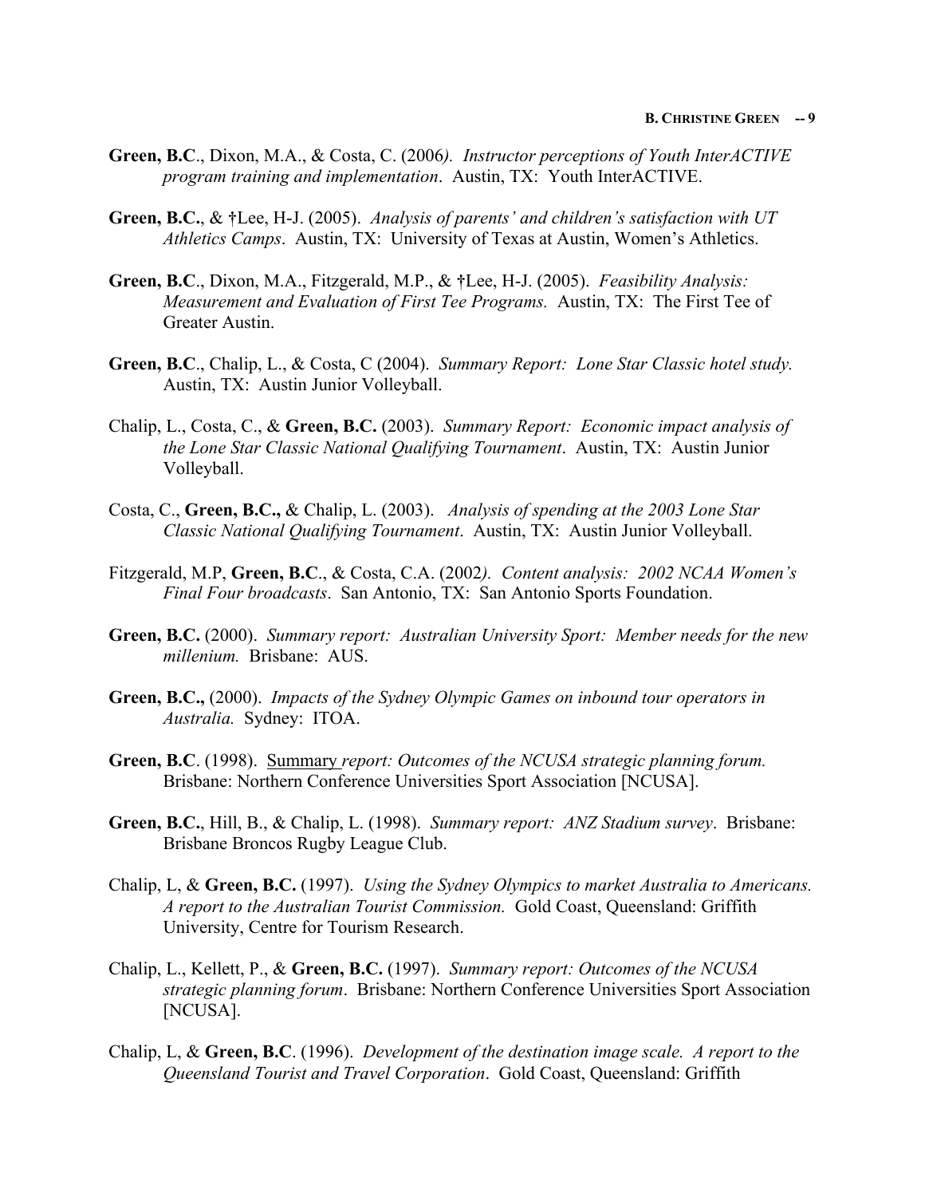**Green, B.C**., Dixon, M.A., & Costa, C. (2006*). Instructor perceptions of Youth InterACTIVE program training and implementation*. Austin, TX: Youth InterACTIVE.

**Green, B.C.**, & †Lee, H-J. (2005). *Analysis of parents' and children's satisfaction with UT Athletics Camps*. Austin, TX: University of Texas at Austin, Women's Athletics.

**Green, B.C**., Dixon, M.A., Fitzgerald, M.P., & †Lee, H-J. (2005). *Feasibility Analysis: Measurement and Evaluation of First Tee Programs.* Austin, TX: The First Tee of Greater Austin.

**Green, B.C**., Chalip, L., & Costa, C (2004). *Summary Report: Lone Star Classic hotel study.* Austin, TX: Austin Junior Volleyball.

Chalip, L., Costa, C., & **Green, B.C.** (2003). *Summary Report: Economic impact analysis of the Lone Star Classic National Qualifying Tournament*. Austin, TX: Austin Junior Volleyball.

Costa, C., **Green, B.C.,** & Chalip, L. (2003). *Analysis of spending at the 2003 Lone Star Classic National Qualifying Tournament*. Austin, TX: Austin Junior Volleyball.

Fitzgerald, M.P, **Green, B.C**., & Costa, C.A. (2002*). Content analysis: 2002 NCAA Women's Final Four broadcasts*. San Antonio, TX: San Antonio Sports Foundation.

**Green, B.C.** (2000). *Summary report: Australian University Sport: Member needs for the new millenium.* Brisbane: AUS.

**Green, B.C.,** (2000). *Impacts of the Sydney Olympic Games on inbound tour operators in Australia.* Sydney: ITOA.

**Green, B.C**. (1998). <u>Summary</u> *report: Outcomes of the NCUSA strategic planning forum.* Brisbane: Northern Conference Universities Sport Association [NCUSA].

**Green, B.C.**, Hill, B., & Chalip, L. (1998). *Summary report: ANZ Stadium survey*. Brisbane: Brisbane Broncos Rugby League Club.

Chalip, L, & **Green, B.C.** (1997). *Using the Sydney Olympics to market Australia to Americans. A report to the Australian Tourist Commission.* Gold Coast, Queensland: Griffith University, Centre for Tourism Research.

Chalip, L., Kellett, P., & **Green, B.C.** (1997). *Summary report: Outcomes of the NCUSA strategic planning forum*. Brisbane: Northern Conference Universities Sport Association [NCUSA].

Chalip, L, & **Green, B.C**. (1996). *Development of the destination image scale. A report to the Queensland Tourist and Travel Corporation*. Gold Coast, Queensland: Griffith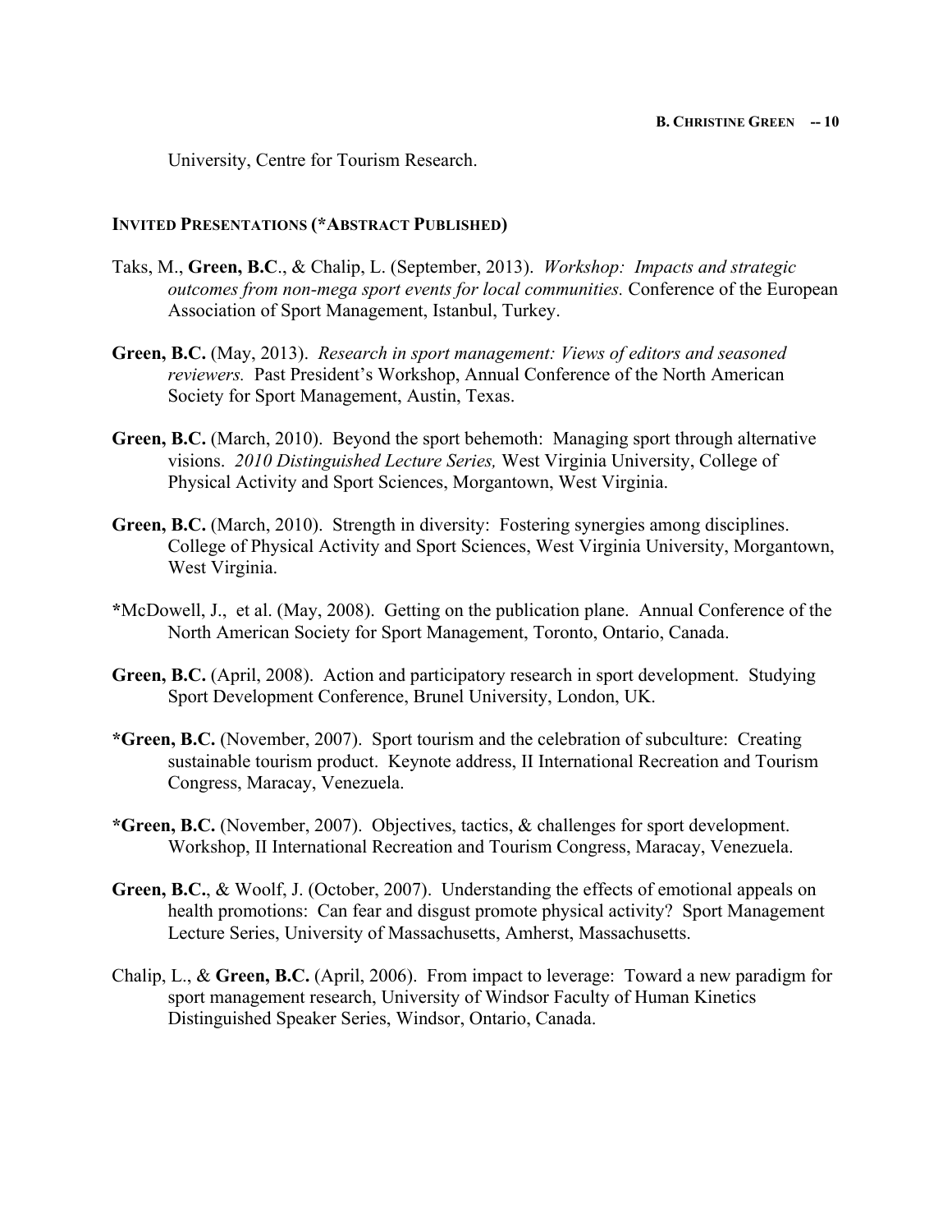University, Centre for Tourism Research.

### INVITED PRESENTATIONS (*ABSTRACT PUBLISHED)

Taks, M., **Green, B.C**., & Chalip, L. (September, 2013). *Workshop: Impacts and strategic outcomes from non-mega sport events for local communities.* Conference of the European Association of Sport Management, Istanbul, Turkey.

**Green, B.C.** (May, 2013). *Research in sport management: Views of editors and seasoned reviewers.* Past President's Workshop, Annual Conference of the North American Society for Sport Management, Austin, Texas.

**Green, B.C.** (March, 2010). Beyond the sport behemoth: Managing sport through alternative visions. *2010 Distinguished Lecture Series,* West Virginia University, College of Physical Activity and Sport Sciences, Morgantown, West Virginia.

**Green, B.C.** (March, 2010). Strength in diversity: Fostering synergies among disciplines. College of Physical Activity and Sport Sciences, West Virginia University, Morgantown, West Virginia.

*McDowell, J., et al. (May, 2008). Getting on the publication plane. Annual Conference of the North American Society for Sport Management, Toronto, Ontario, Canada.

**Green, B.C.** (April, 2008). Action and participatory research in sport development. Studying Sport Development Conference, Brunel University, London, UK.

***Green, B.C.** (November, 2007). Sport tourism and the celebration of subculture: Creating sustainable tourism product. Keynote address, II International Recreation and Tourism Congress, Maracay, Venezuela.

***Green, B.C.** (November, 2007). Objectives, tactics, & challenges for sport development. Workshop, II International Recreation and Tourism Congress, Maracay, Venezuela.

**Green, B.C.**, & Woolf, J. (October, 2007). Understanding the effects of emotional appeals on health promotions: Can fear and disgust promote physical activity? Sport Management Lecture Series, University of Massachusetts, Amherst, Massachusetts.

Chalip, L., & **Green, B.C.** (April, 2006). From impact to leverage: Toward a new paradigm for sport management research, University of Windsor Faculty of Human Kinetics Distinguished Speaker Series, Windsor, Ontario, Canada.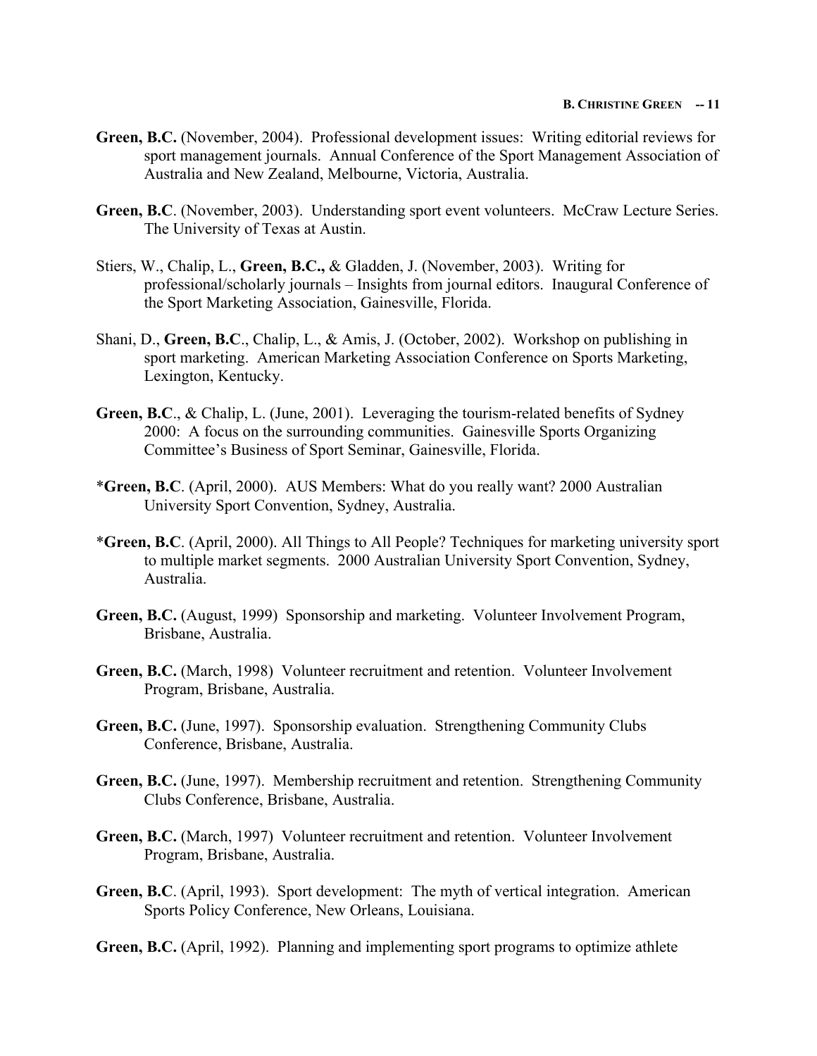**Green, B.C.** (November, 2004). Professional development issues: Writing editorial reviews for sport management journals. Annual Conference of the Sport Management Association of Australia and New Zealand, Melbourne, Victoria, Australia.

**Green, B.C**. (November, 2003). Understanding sport event volunteers. McCraw Lecture Series. The University of Texas at Austin.

Stiers, W., Chalip, L., **Green, B.C.,** & Gladden, J. (November, 2003). Writing for professional/scholarly journals – Insights from journal editors. Inaugural Conference of the Sport Marketing Association, Gainesville, Florida.

Shani, D., **Green, B.C**., Chalip, L., & Amis, J. (October, 2002). Workshop on publishing in sport marketing. American Marketing Association Conference on Sports Marketing, Lexington, Kentucky.

**Green, B.C**., & Chalip, L. (June, 2001). Leveraging the tourism-related benefits of Sydney 2000: A focus on the surrounding communities. Gainesville Sports Organizing Committee's Business of Sport Seminar, Gainesville, Florida.

*​**Green, B.C**. (April, 2000). AUS Members: What do you really want? 2000 Australian University Sport Convention, Sydney, Australia.

*​**Green, B.C**. (April, 2000). All Things to All People? Techniques for marketing university sport to multiple market segments. 2000 Australian University Sport Convention, Sydney, Australia.

**Green, B.C.** (August, 1999) Sponsorship and marketing. Volunteer Involvement Program, Brisbane, Australia.

**Green, B.C.** (March, 1998) Volunteer recruitment and retention. Volunteer Involvement Program, Brisbane, Australia.

**Green, B.C.** (June, 1997). Sponsorship evaluation. Strengthening Community Clubs Conference, Brisbane, Australia.

**Green, B.C.** (June, 1997). Membership recruitment and retention. Strengthening Community Clubs Conference, Brisbane, Australia.

**Green, B.C.** (March, 1997) Volunteer recruitment and retention. Volunteer Involvement Program, Brisbane, Australia.

**Green, B.C**. (April, 1993). Sport development: The myth of vertical integration. American Sports Policy Conference, New Orleans, Louisiana.

**Green, B.C.** (April, 1992). Planning and implementing sport programs to optimize athlete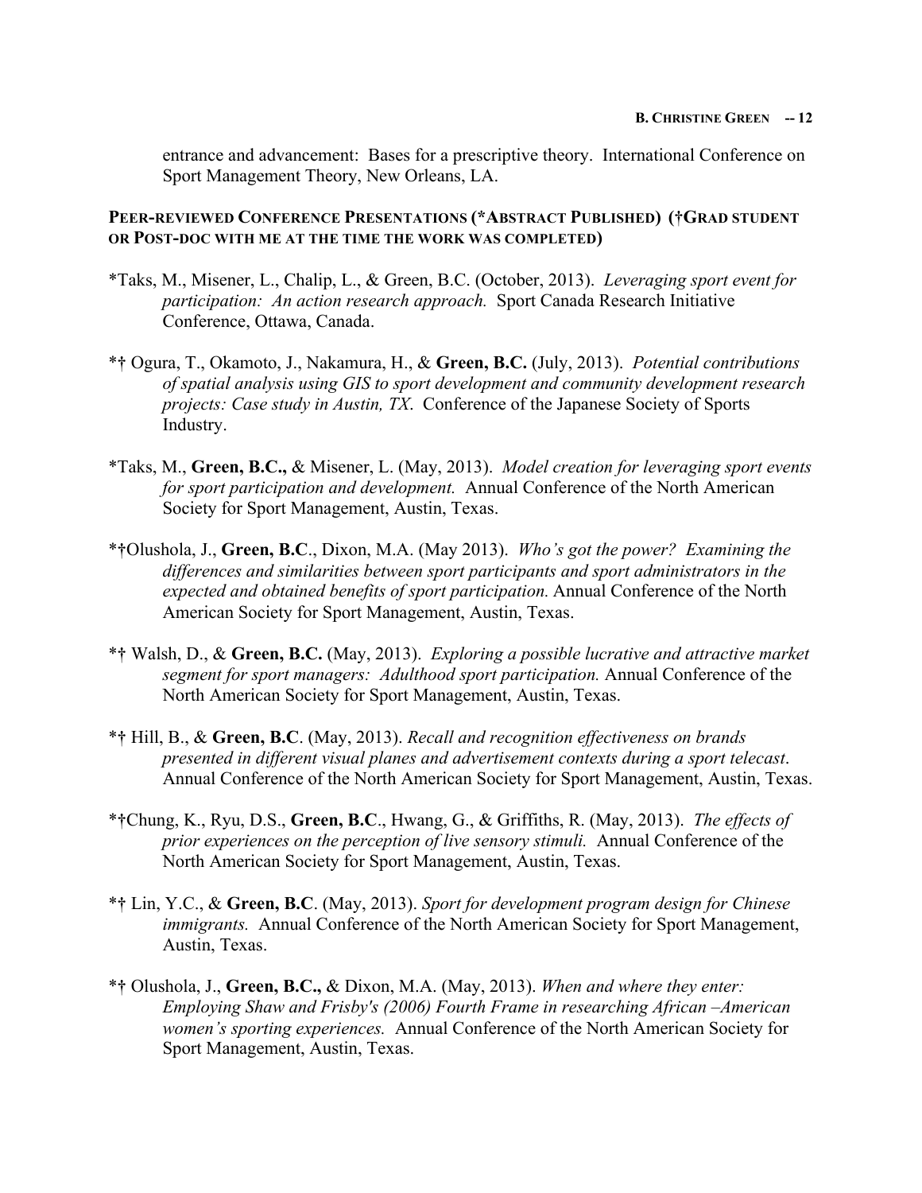entrance and advancement: Bases for a prescriptive theory. International Conference on Sport Management Theory, New Orleans, LA.

### PEER-REVIEWED CONFERENCE PRESENTATIONS (*ABSTRACT PUBLISHED) (†GRAD STUDENT OR POST-DOC WITH ME AT THE TIME THE WORK WAS COMPLETED)

*Taks, M., Misener, L., Chalip, L., & Green, B.C. (October, 2013). *Leveraging sport event for participation: An action research approach.* Sport Canada Research Initiative Conference, Ottawa, Canada.

*† Ogura, T., Okamoto, J., Nakamura, H., & **Green, B.C.** (July, 2013). *Potential contributions of spatial analysis using GIS to sport development and community development research projects: Case study in Austin, TX.* Conference of the Japanese Society of Sports Industry.

*Taks, M., **Green, B.C.,** & Misener, L. (May, 2013). *Model creation for leveraging sport events for sport participation and development.* Annual Conference of the North American Society for Sport Management, Austin, Texas.

*†Olushola, J., **Green, B.C**., Dixon, M.A. (May 2013). *Who's got the power? Examining the differences and similarities between sport participants and sport administrators in the expected and obtained benefits of sport participation.* Annual Conference of the North American Society for Sport Management, Austin, Texas.

*† Walsh, D., & **Green, B.C.** (May, 2013). *Exploring a possible lucrative and attractive market segment for sport managers: Adulthood sport participation.* Annual Conference of the North American Society for Sport Management, Austin, Texas.

*† Hill, B., & **Green, B.C**. (May, 2013). *Recall and recognition effectiveness on brands presented in different visual planes and advertisement contexts during a sport telecast*. Annual Conference of the North American Society for Sport Management, Austin, Texas.

*†Chung, K., Ryu, D.S., **Green, B.C**., Hwang, G., & Griffiths, R. (May, 2013). *The effects of prior experiences on the perception of live sensory stimuli.* Annual Conference of the North American Society for Sport Management, Austin, Texas.

*† Lin, Y.C., & **Green, B.C**. (May, 2013). *Sport for development program design for Chinese immigrants.* Annual Conference of the North American Society for Sport Management, Austin, Texas.

*† Olushola, J., **Green, B.C.,** & Dixon, M.A. (May, 2013). *When and where they enter: Employing Shaw and Frisby's (2006) Fourth Frame in researching African –American women's sporting experiences.* Annual Conference of the North American Society for Sport Management, Austin, Texas.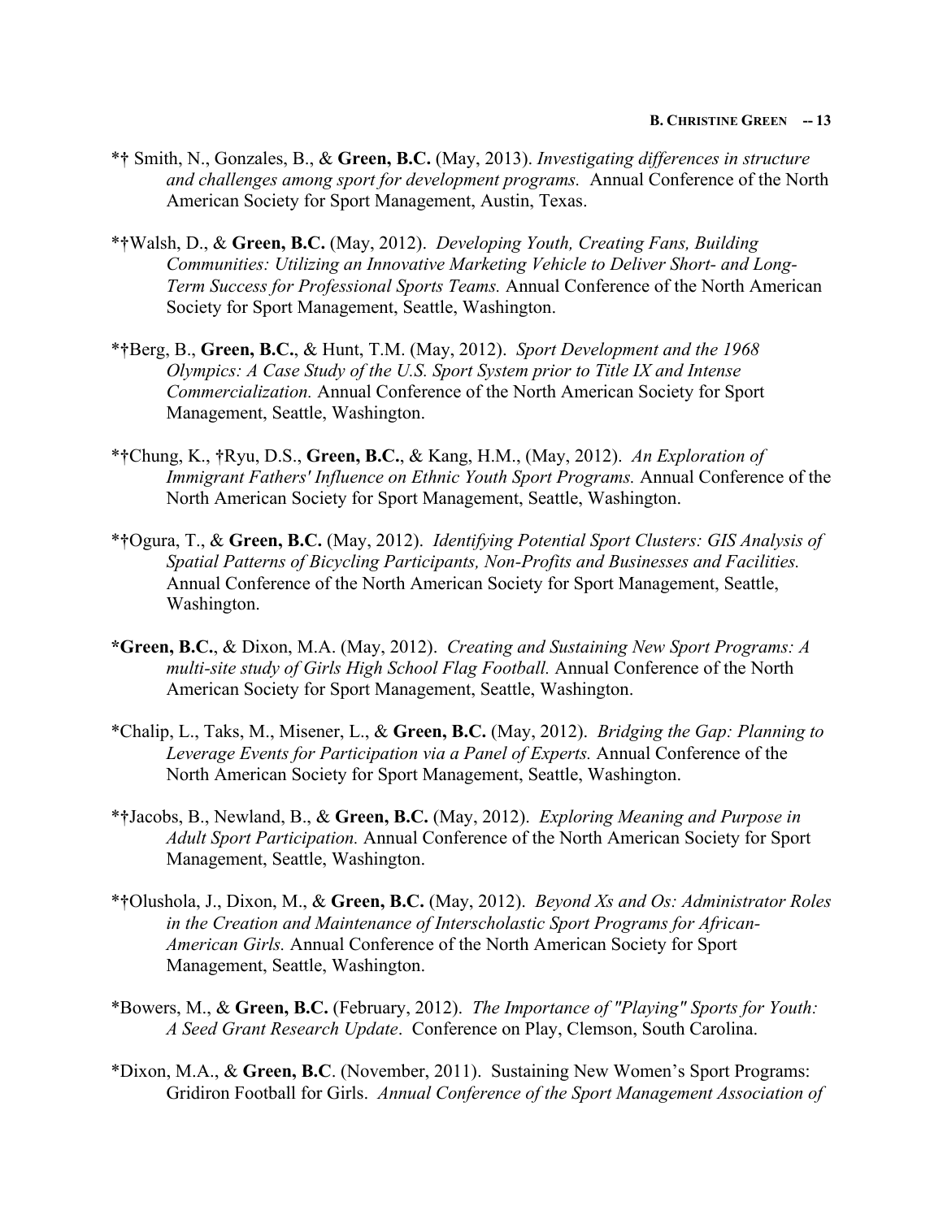*† Smith, N., Gonzales, B., & **Green, B.C.** (May, 2013). *Investigating differences in structure and challenges among sport for development programs.* Annual Conference of the North American Society for Sport Management, Austin, Texas.

*†Walsh, D., & **Green, B.C.** (May, 2012). *Developing Youth, Creating Fans, Building Communities: Utilizing an Innovative Marketing Vehicle to Deliver Short- and Long-Term Success for Professional Sports Teams.* Annual Conference of the North American Society for Sport Management, Seattle, Washington.

*†Berg, B., **Green, B.C.**, & Hunt, T.M. (May, 2012). *Sport Development and the 1968 Olympics: A Case Study of the U.S. Sport System prior to Title IX and Intense Commercialization.* Annual Conference of the North American Society for Sport Management, Seattle, Washington.

*†Chung, K., †Ryu, D.S., **Green, B.C.**, & Kang, H.M., (May, 2012). *An Exploration of Immigrant Fathers' Influence on Ethnic Youth Sport Programs.* Annual Conference of the North American Society for Sport Management, Seattle, Washington.

*†Ogura, T., & **Green, B.C.** (May, 2012). *Identifying Potential Sport Clusters: GIS Analysis of Spatial Patterns of Bicycling Participants, Non-Profits and Businesses and Facilities.* Annual Conference of the North American Society for Sport Management, Seattle, Washington.

***Green, B.C.**, & Dixon, M.A. (May, 2012). *Creating and Sustaining New Sport Programs: A multi-site study of Girls High School Flag Football.* Annual Conference of the North American Society for Sport Management, Seattle, Washington.

*Chalip, L., Taks, M., Misener, L., & **Green, B.C.** (May, 2012). *Bridging the Gap: Planning to Leverage Events for Participation via a Panel of Experts.* Annual Conference of the North American Society for Sport Management, Seattle, Washington.

*†Jacobs, B., Newland, B., & **Green, B.C.** (May, 2012). *Exploring Meaning and Purpose in Adult Sport Participation.* Annual Conference of the North American Society for Sport Management, Seattle, Washington.

*†Olushola, J., Dixon, M., & **Green, B.C.** (May, 2012). *Beyond Xs and Os: Administrator Roles in the Creation and Maintenance of Interscholastic Sport Programs for African-American Girls.* Annual Conference of the North American Society for Sport Management, Seattle, Washington.

*Bowers, M., & **Green, B.C.** (February, 2012). *The Importance of "Playing" Sports for Youth: A Seed Grant Research Update*. Conference on Play, Clemson, South Carolina.

*Dixon, M.A., & **Green, B.C**. (November, 2011). Sustaining New Women's Sport Programs: Gridiron Football for Girls. *Annual Conference of the Sport Management Association of*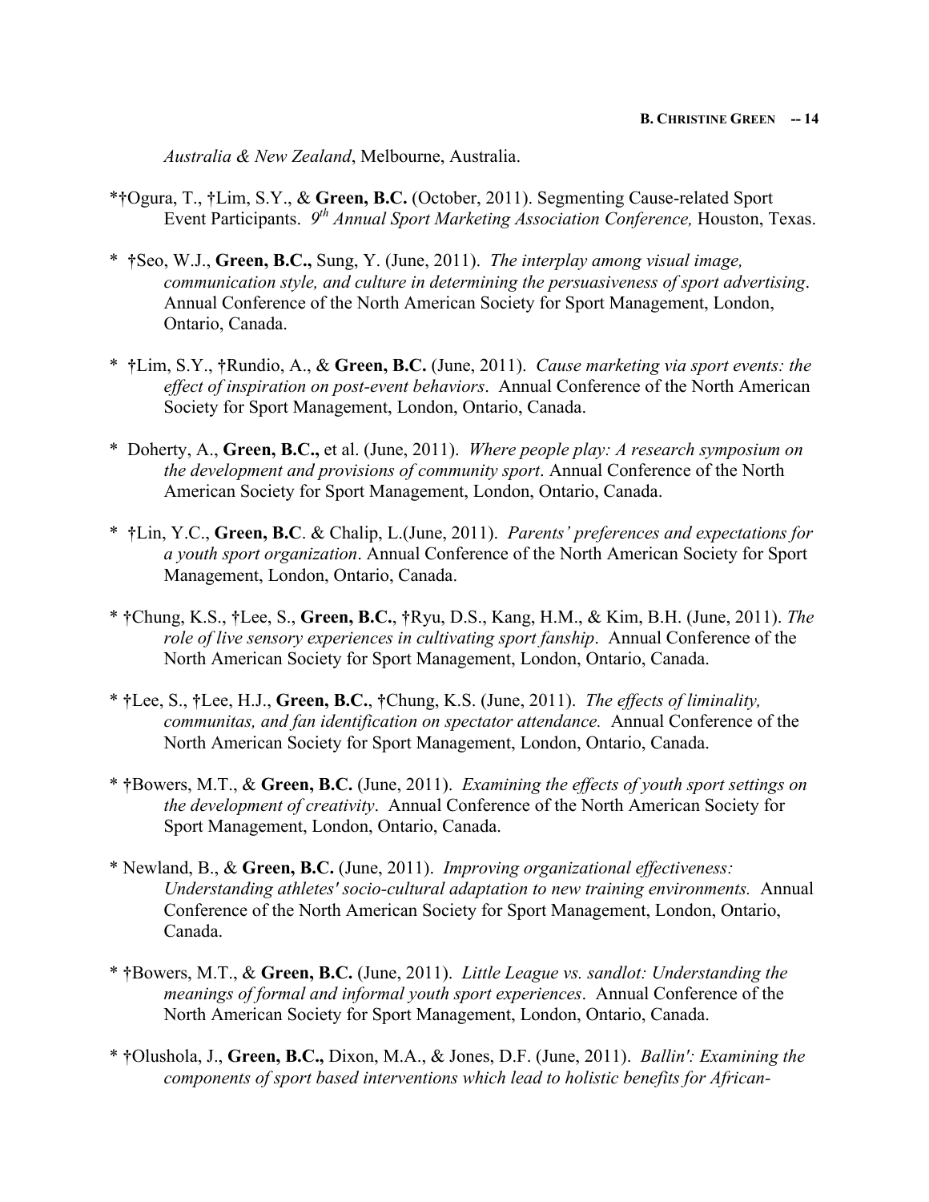*Australia & New Zealand*, Melbourne, Australia.

*†Ogura, T., †Lim, S.Y., & **Green, B.C.** (October, 2011). Segmenting Cause-related Sport Event Participants. *9th Annual Sport Marketing Association Conference,* Houston, Texas.

* †Seo, W.J., **Green, B.C.,** Sung, Y. (June, 2011). *The interplay among visual image, communication style, and culture in determining the persuasiveness of sport advertising*. Annual Conference of the North American Society for Sport Management, London, Ontario, Canada.

* †Lim, S.Y., †Rundio, A., & **Green, B.C.** (June, 2011). *Cause marketing via sport events: the effect of inspiration on post-event behaviors*. Annual Conference of the North American Society for Sport Management, London, Ontario, Canada.

* Doherty, A., **Green, B.C.,** et al. (June, 2011). *Where people play: A research symposium on the development and provisions of community sport*. Annual Conference of the North American Society for Sport Management, London, Ontario, Canada.

* †Lin, Y.C., **Green, B.C**. & Chalip, L.(June, 2011). *Parents' preferences and expectations for a youth sport organization*. Annual Conference of the North American Society for Sport Management, London, Ontario, Canada.

* †Chung, K.S., †Lee, S., **Green, B.C.**, †Ryu, D.S., Kang, H.M., & Kim, B.H. (June, 2011). *The role of live sensory experiences in cultivating sport fanship*. Annual Conference of the North American Society for Sport Management, London, Ontario, Canada.

* †Lee, S., †Lee, H.J., **Green, B.C.**, †Chung, K.S. (June, 2011). *The effects of liminality, communitas, and fan identification on spectator attendance.* Annual Conference of the North American Society for Sport Management, London, Ontario, Canada.

* †Bowers, M.T., & **Green, B.C.** (June, 2011). *Examining the effects of youth sport settings on the development of creativity*. Annual Conference of the North American Society for Sport Management, London, Ontario, Canada.

* Newland, B., & **Green, B.C.** (June, 2011). *Improving organizational effectiveness: Understanding athletes' socio-cultural adaptation to new training environments.* Annual Conference of the North American Society for Sport Management, London, Ontario, Canada.

* †Bowers, M.T., & **Green, B.C.** (June, 2011). *Little League vs. sandlot: Understanding the meanings of formal and informal youth sport experiences*. Annual Conference of the North American Society for Sport Management, London, Ontario, Canada.

* †Olushola, J., **Green, B.C.,** Dixon, M.A., & Jones, D.F. (June, 2011). *Ballin': Examining the components of sport based interventions which lead to holistic benefits for African-*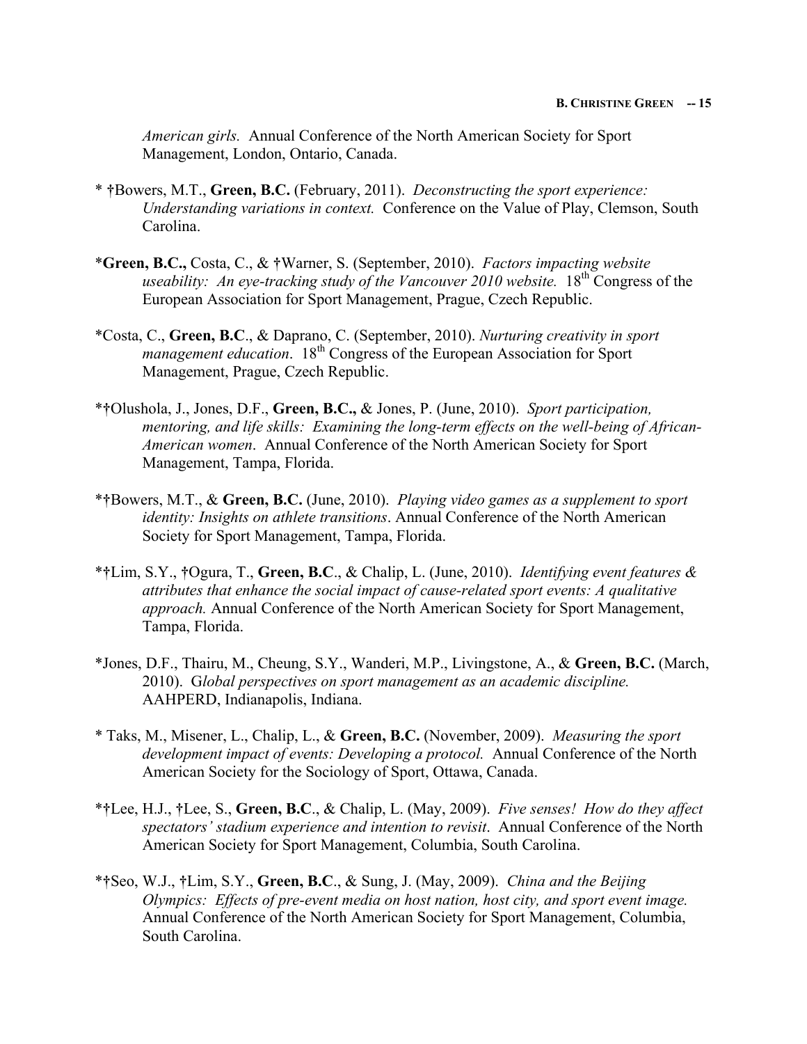*American girls.* Annual Conference of the North American Society for Sport Management, London, Ontario, Canada.

* †Bowers, M.T., **Green, B.C.** (February, 2011). *Deconstructing the sport experience: Understanding variations in context.* Conference on the Value of Play, Clemson, South Carolina.

*​**Green, B.C.,** Costa, C., & †Warner, S. (September, 2010). *Factors impacting website useability: An eye-tracking study of the Vancouver 2010 website.* 18th Congress of the European Association for Sport Management, Prague, Czech Republic.

*Costa, C., **Green, B.C**., & Daprano, C. (September, 2010). *Nurturing creativity in sport management education*. 18th Congress of the European Association for Sport Management, Prague, Czech Republic.

*†Olushola, J., Jones, D.F., **Green, B.C.,** & Jones, P. (June, 2010). *Sport participation, mentoring, and life skills: Examining the long-term effects on the well-being of African-American women*. Annual Conference of the North American Society for Sport Management, Tampa, Florida.

*†Bowers, M.T., & **Green, B.C.** (June, 2010). *Playing video games as a supplement to sport identity: Insights on athlete transitions*. Annual Conference of the North American Society for Sport Management, Tampa, Florida.

*†Lim, S.Y., †Ogura, T., **Green, B.C**., & Chalip, L. (June, 2010). *Identifying event features & attributes that enhance the social impact of cause-related sport events: A qualitative approach.* Annual Conference of the North American Society for Sport Management, Tampa, Florida.

*Jones, D.F., Thairu, M., Cheung, S.Y., Wanderi, M.P., Livingstone, A., & **Green, B.C.** (March, 2010). G*lobal perspectives on sport management as an academic discipline.* AAHPERD, Indianapolis, Indiana.

* Taks, M., Misener, L., Chalip, L., & **Green, B.C.** (November, 2009). *Measuring the sport development impact of events: Developing a protocol.* Annual Conference of the North American Society for the Sociology of Sport, Ottawa, Canada.

*†Lee, H.J., †Lee, S., **Green, B.C**., & Chalip, L. (May, 2009). *Five senses! How do they affect spectators' stadium experience and intention to revisit*. Annual Conference of the North American Society for Sport Management, Columbia, South Carolina.

*†Seo, W.J., †Lim, S.Y., **Green, B.C**., & Sung, J. (May, 2009). *China and the Beijing Olympics: Effects of pre-event media on host nation, host city, and sport event image.* Annual Conference of the North American Society for Sport Management, Columbia, South Carolina.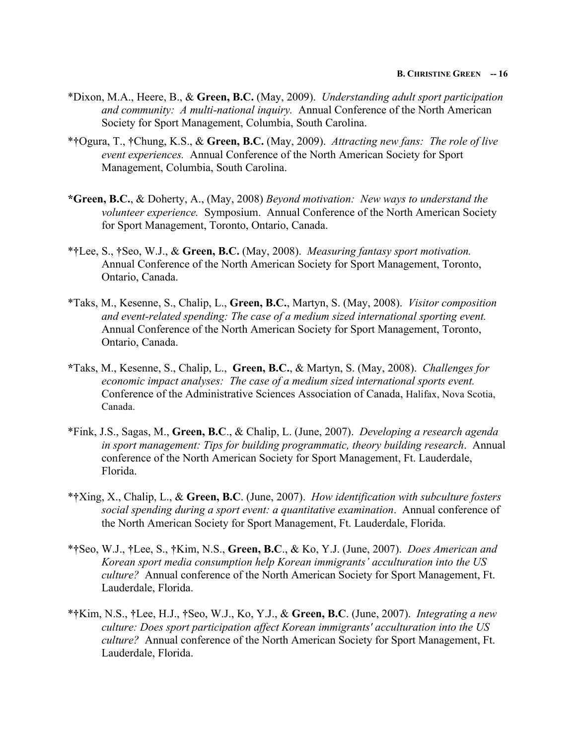*Dixon, M.A., Heere, B., & **Green, B.C.** (May, 2009). *Understanding adult sport participation and community: A multi-national inquiry.* Annual Conference of the North American Society for Sport Management, Columbia, South Carolina.

*†Ogura, T., †Chung, K.S., & **Green, B.C.** (May, 2009). *Attracting new fans: The role of live event experiences.* Annual Conference of the North American Society for Sport Management, Columbia, South Carolina.

***Green, B.C.**, & Doherty, A., (May, 2008) *Beyond motivation: New ways to understand the volunteer experience.* Symposium. Annual Conference of the North American Society for Sport Management, Toronto, Ontario, Canada.

*†Lee, S., †Seo, W.J., & **Green, B.C.** (May, 2008). *Measuring fantasy sport motivation.* Annual Conference of the North American Society for Sport Management, Toronto, Ontario, Canada.

*Taks, M., Kesenne, S., Chalip, L., **Green, B.C.**, Martyn, S. (May, 2008). *Visitor composition and event-related spending: The case of a medium sized international sporting event.* Annual Conference of the North American Society for Sport Management, Toronto, Ontario, Canada.

*Taks, M., Kesenne, S., Chalip, L., **Green, B.C.**, & Martyn, S. (May, 2008). *Challenges for economic impact analyses: The case of a medium sized international sports event.* Conference of the Administrative Sciences Association of Canada, Halifax, Nova Scotia, Canada.

*Fink, J.S., Sagas, M., **Green, B.C**., & Chalip, L. (June, 2007). *Developing a research agenda in sport management: Tips for building programmatic, theory building research*. Annual conference of the North American Society for Sport Management, Ft. Lauderdale, Florida.

*†Xing, X., Chalip, L., & **Green, B.C**. (June, 2007). *How identification with subculture fosters social spending during a sport event: a quantitative examination*. Annual conference of the North American Society for Sport Management, Ft. Lauderdale, Florida.

*†Seo, W.J., †Lee, S., †Kim, N.S., **Green, B.C**., & Ko, Y.J. (June, 2007). *Does American and Korean sport media consumption help Korean immigrants' acculturation into the US culture?* Annual conference of the North American Society for Sport Management, Ft. Lauderdale, Florida.

*†Kim, N.S., †Lee, H.J., †Seo, W.J., Ko, Y.J., & **Green, B.C**. (June, 2007). *Integrating a new culture: Does sport participation affect Korean immigrants' acculturation into the US culture?* Annual conference of the North American Society for Sport Management, Ft. Lauderdale, Florida.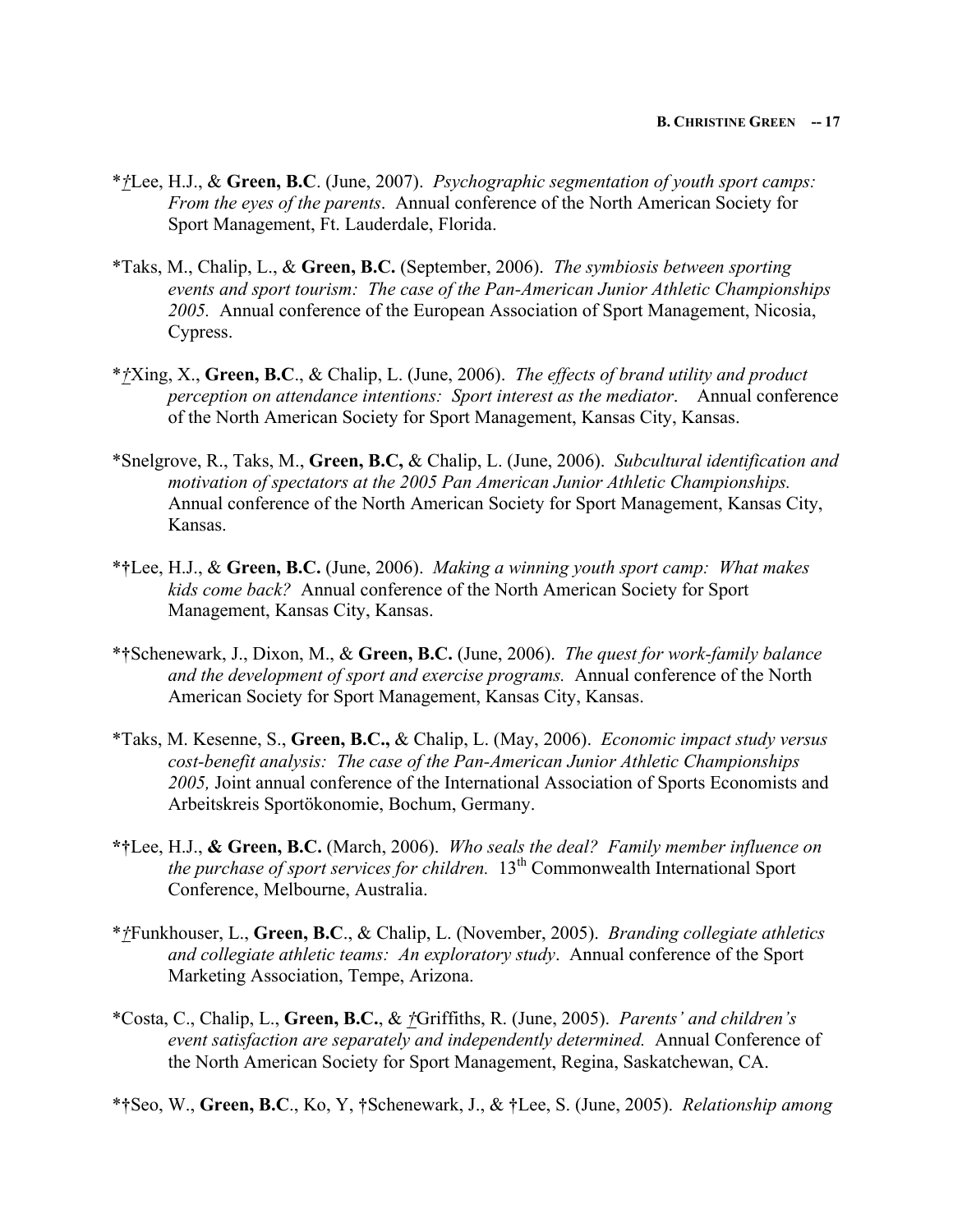*†Lee, H.J., & **Green, B.C**. (June, 2007). *Psychographic segmentation of youth sport camps: From the eyes of the parents*. Annual conference of the North American Society for Sport Management, Ft. Lauderdale, Florida.

*Taks, M., Chalip, L., & **Green, B.C.** (September, 2006). *The symbiosis between sporting events and sport tourism: The case of the Pan-American Junior Athletic Championships 2005.* Annual conference of the European Association of Sport Management, Nicosia, Cypress.

*†Xing, X., **Green, B.C**., & Chalip, L. (June, 2006). *The effects of brand utility and product perception on attendance intentions: Sport interest as the mediator*. Annual conference of the North American Society for Sport Management, Kansas City, Kansas.

*Snelgrove, R., Taks, M., **Green, B.C,** & Chalip, L. (June, 2006). *Subcultural identification and motivation of spectators at the 2005 Pan American Junior Athletic Championships.* Annual conference of the North American Society for Sport Management, Kansas City, Kansas.

*†Lee, H.J., & **Green, B.C.** (June, 2006). *Making a winning youth sport camp: What makes kids come back?* Annual conference of the North American Society for Sport Management, Kansas City, Kansas.

*†Schenewark, J., Dixon, M., & **Green, B.C.** (June, 2006). *The quest for work-family balance and the development of sport and exercise programs.* Annual conference of the North American Society for Sport Management, Kansas City, Kansas.

*Taks, M. Kesenne, S., **Green, B.C.,** & Chalip, L. (May, 2006). *Economic impact study versus cost-benefit analysis: The case of the Pan-American Junior Athletic Championships 2005,* Joint annual conference of the International Association of Sports Economists and Arbeitskreis Sportökonomie, Bochum, Germany.

***†**Lee, H.J., **& Green, B.C.** (March, 2006). *Who seals the deal? Family member influence on the purchase of sport services for children.* 13th Commonwealth International Sport Conference, Melbourne, Australia.

*†Funkhouser, L., **Green, B.C**., & Chalip, L. (November, 2005). *Branding collegiate athletics and collegiate athletic teams: An exploratory study*. Annual conference of the Sport Marketing Association, Tempe, Arizona.

*Costa, C., Chalip, L., **Green, B.C.**, & †Griffiths, R. (June, 2005). *Parents' and children's event satisfaction are separately and independently determined.* Annual Conference of the North American Society for Sport Management, Regina, Saskatchewan, CA.

*†Seo, W., **Green, B.C**., Ko, Y, †Schenewark, J., & †Lee, S. (June, 2005). *Relationship among*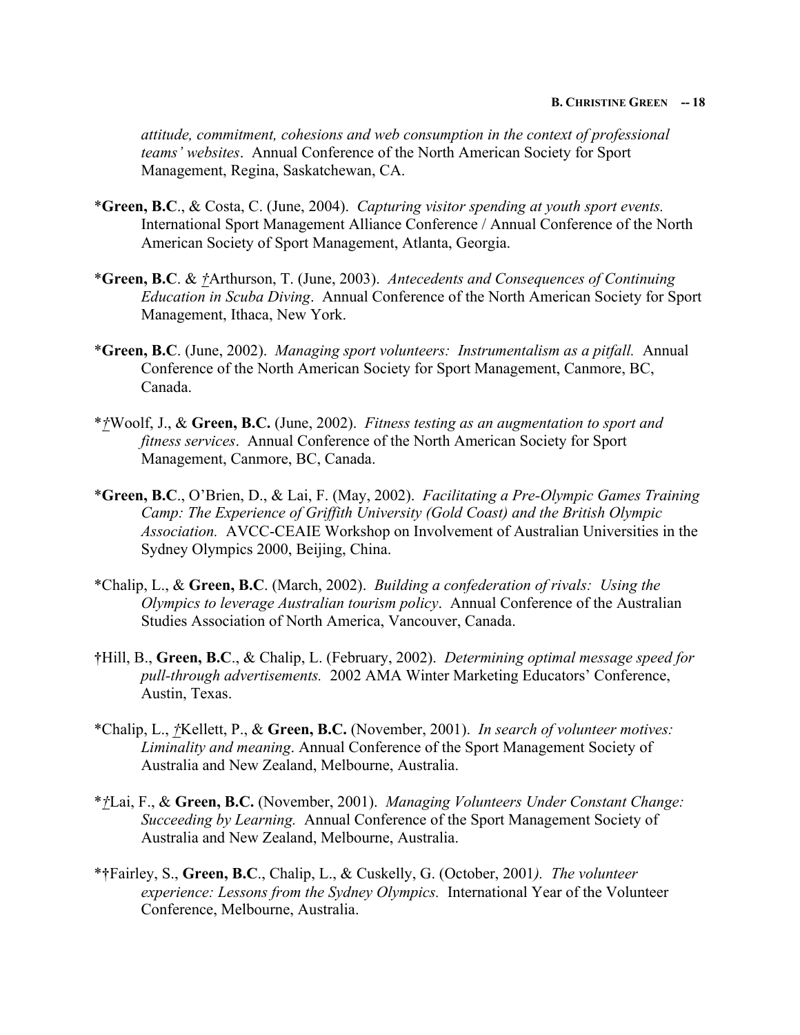*attitude, commitment, cohesions and web consumption in the context of professional teams' websites*. Annual Conference of the North American Society for Sport Management, Regina, Saskatchewan, CA.

\***Green, B.C**., & Costa, C. (June, 2004). *Capturing visitor spending at youth sport events.* International Sport Management Alliance Conference / Annual Conference of the North American Society of Sport Management, Atlanta, Georgia.

\***Green, B.C**. & *†*Arthurson, T. (June, 2003). *Antecedents and Consequences of Continuing Education in Scuba Diving*. Annual Conference of the North American Society for Sport Management, Ithaca, New York.

\***Green, B.C**. (June, 2002). *Managing sport volunteers: Instrumentalism as a pitfall.* Annual Conference of the North American Society for Sport Management, Canmore, BC, Canada.

\**†*Woolf, J., & **Green, B.C.** (June, 2002). *Fitness testing as an augmentation to sport and fitness services*. Annual Conference of the North American Society for Sport Management, Canmore, BC, Canada.

\***Green, B.C**., O'Brien, D., & Lai, F. (May, 2002). *Facilitating a Pre-Olympic Games Training Camp: The Experience of Griffith University (Gold Coast) and the British Olympic Association.* AVCC-CEAIE Workshop on Involvement of Australian Universities in the Sydney Olympics 2000, Beijing, China.

\*Chalip, L., & **Green, B.C**. (March, 2002). *Building a confederation of rivals: Using the Olympics to leverage Australian tourism policy*. Annual Conference of the Australian Studies Association of North America, Vancouver, Canada.

†Hill, B., **Green, B.C**., & Chalip, L. (February, 2002). *Determining optimal message speed for pull-through advertisements.* 2002 AMA Winter Marketing Educators' Conference, Austin, Texas.

\*Chalip, L., *†*Kellett, P., & **Green, B.C.** (November, 2001). *In search of volunteer motives: Liminality and meaning*. Annual Conference of the Sport Management Society of Australia and New Zealand, Melbourne, Australia.

\**†*Lai, F., & **Green, B.C.** (November, 2001). *Managing Volunteers Under Constant Change: Succeeding by Learning.* Annual Conference of the Sport Management Society of Australia and New Zealand, Melbourne, Australia.

\*†Fairley, S., **Green, B.C**., Chalip, L., & Cuskelly, G. (October, 2001). *The volunteer experience: Lessons from the Sydney Olympics.* International Year of the Volunteer Conference, Melbourne, Australia.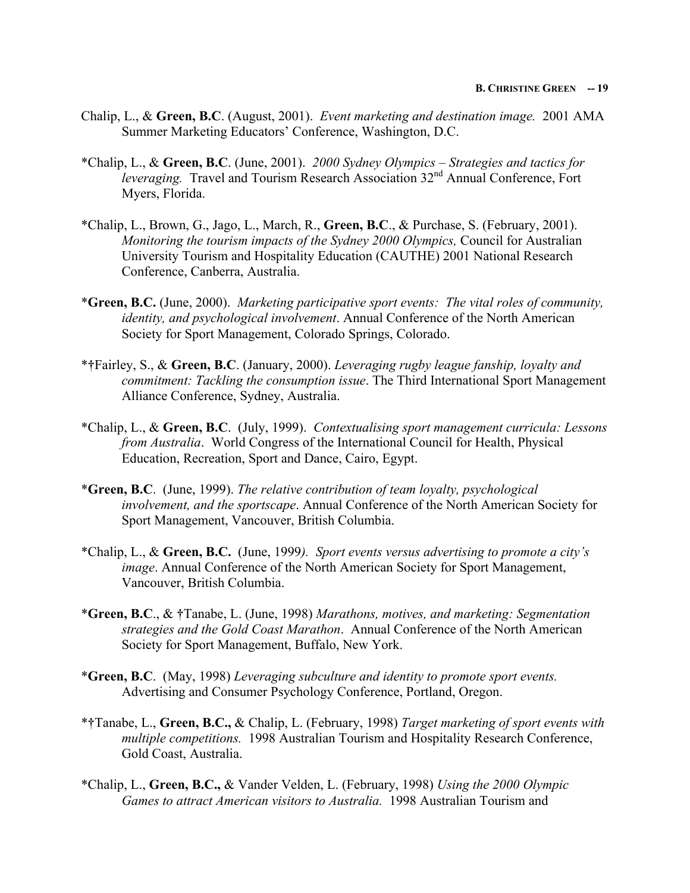Chalip, L., & **Green, B.C**. (August, 2001). *Event marketing and destination image.* 2001 AMA Summer Marketing Educators' Conference, Washington, D.C.

*Chalip, L., & **Green, B.C**. (June, 2001). *2000 Sydney Olympics – Strategies and tactics for leveraging.* Travel and Tourism Research Association 32nd Annual Conference, Fort Myers, Florida.

*Chalip, L., Brown, G., Jago, L., March, R., **Green, B.C**., & Purchase, S. (February, 2001). *Monitoring the tourism impacts of the Sydney 2000 Olympics,* Council for Australian University Tourism and Hospitality Education (CAUTHE) 2001 National Research Conference, Canberra, Australia.

***Green, B.C.** (June, 2000). *Marketing participative sport events: The vital roles of community, identity, and psychological involvement*. Annual Conference of the North American Society for Sport Management, Colorado Springs, Colorado.

*†Fairley, S., & **Green, B.C**. (January, 2000). *Leveraging rugby league fanship, loyalty and commitment: Tackling the consumption issue*. The Third International Sport Management Alliance Conference, Sydney, Australia.

*Chalip, L., & **Green, B.C**. (July, 1999). *Contextualising sport management curricula: Lessons from Australia*. World Congress of the International Council for Health, Physical Education, Recreation, Sport and Dance, Cairo, Egypt.

***Green, B.C**. (June, 1999). *The relative contribution of team loyalty, psychological involvement, and the sportscape*. Annual Conference of the North American Society for Sport Management, Vancouver, British Columbia.

*Chalip, L., & **Green, B.C.** (June, 1999). *Sport events versus advertising to promote a city's image*. Annual Conference of the North American Society for Sport Management, Vancouver, British Columbia.

***Green, B.C**., & †Tanabe, L. (June, 1998) *Marathons, motives, and marketing: Segmentation strategies and the Gold Coast Marathon*. Annual Conference of the North American Society for Sport Management, Buffalo, New York.

***Green, B.C**. (May, 1998) *Leveraging subculture and identity to promote sport events.* Advertising and Consumer Psychology Conference, Portland, Oregon.

*†Tanabe, L., **Green, B.C.,** & Chalip, L. (February, 1998) *Target marketing of sport events with multiple competitions.* 1998 Australian Tourism and Hospitality Research Conference, Gold Coast, Australia.

*Chalip, L., **Green, B.C.,** & Vander Velden, L. (February, 1998) *Using the 2000 Olympic Games to attract American visitors to Australia.* 1998 Australian Tourism and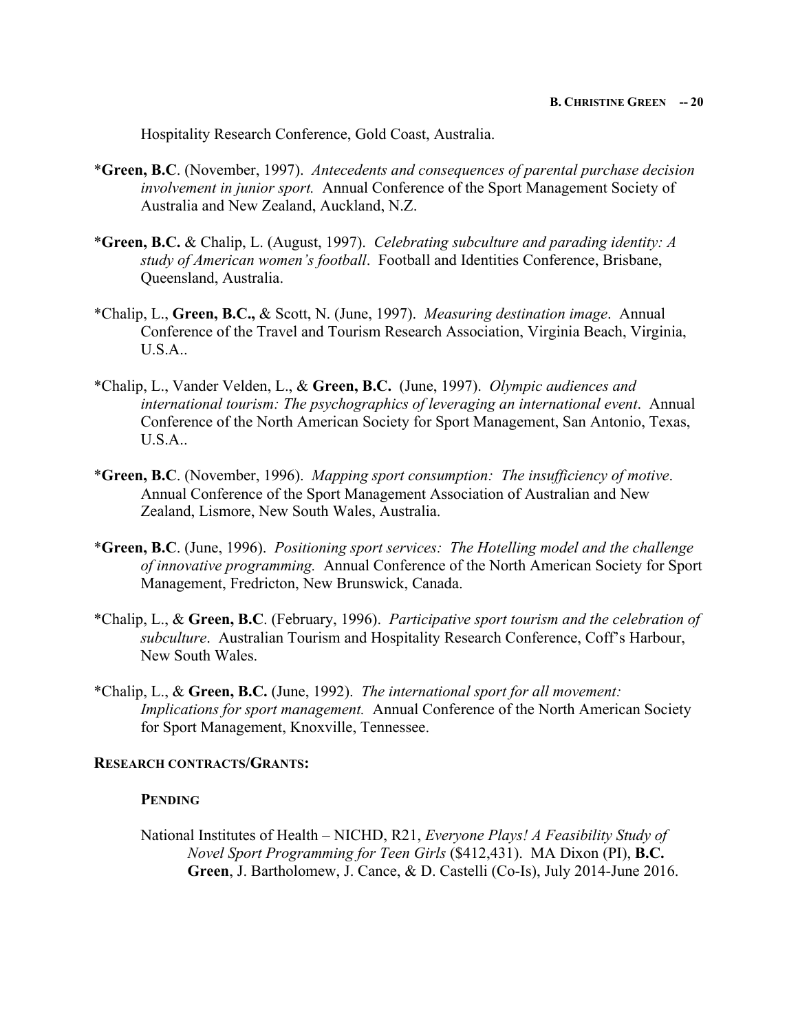Hospitality Research Conference, Gold Coast, Australia.

*__Green, B.C__. (November, 1997). *Antecedents and consequences of parental purchase decision involvement in junior sport.* Annual Conference of the Sport Management Society of Australia and New Zealand, Auckland, N.Z.

*__Green, B.C.__ & Chalip, L. (August, 1997). *Celebrating subculture and parading identity: A study of American women's football*. Football and Identities Conference, Brisbane, Queensland, Australia.

*Chalip, L., **Green, B.C.,** & Scott, N. (June, 1997). *Measuring destination image*. Annual Conference of the Travel and Tourism Research Association, Virginia Beach, Virginia, U.S.A..

*Chalip, L., Vander Velden, L., & **Green, B.C.** (June, 1997). *Olympic audiences and international tourism: The psychographics of leveraging an international event*. Annual Conference of the North American Society for Sport Management, San Antonio, Texas, U.S.A..

*__Green, B.C__. (November, 1996). *Mapping sport consumption: The insufficiency of motive*. Annual Conference of the Sport Management Association of Australian and New Zealand, Lismore, New South Wales, Australia.

*__Green, B.C__. (June, 1996). *Positioning sport services: The Hotelling model and the challenge of innovative programming.* Annual Conference of the North American Society for Sport Management, Fredricton, New Brunswick, Canada.

*Chalip, L., & **Green, B.C**. (February, 1996). *Participative sport tourism and the celebration of subculture*. Australian Tourism and Hospitality Research Conference, Coff's Harbour, New South Wales.

*Chalip, L., & **Green, B.C.** (June, 1992). *The international sport for all movement: Implications for sport management.* Annual Conference of the North American Society for Sport Management, Knoxville, Tennessee.

## RESEARCH CONTRACTS/GRANTS:

### PENDING

National Institutes of Health – NICHD, R21, *Everyone Plays! A Feasibility Study of Novel Sport Programming for Teen Girls* ($412,431). MA Dixon (PI), **B.C. Green**, J. Bartholomew, J. Cance, & D. Castelli (Co-Is), July 2014-June 2016.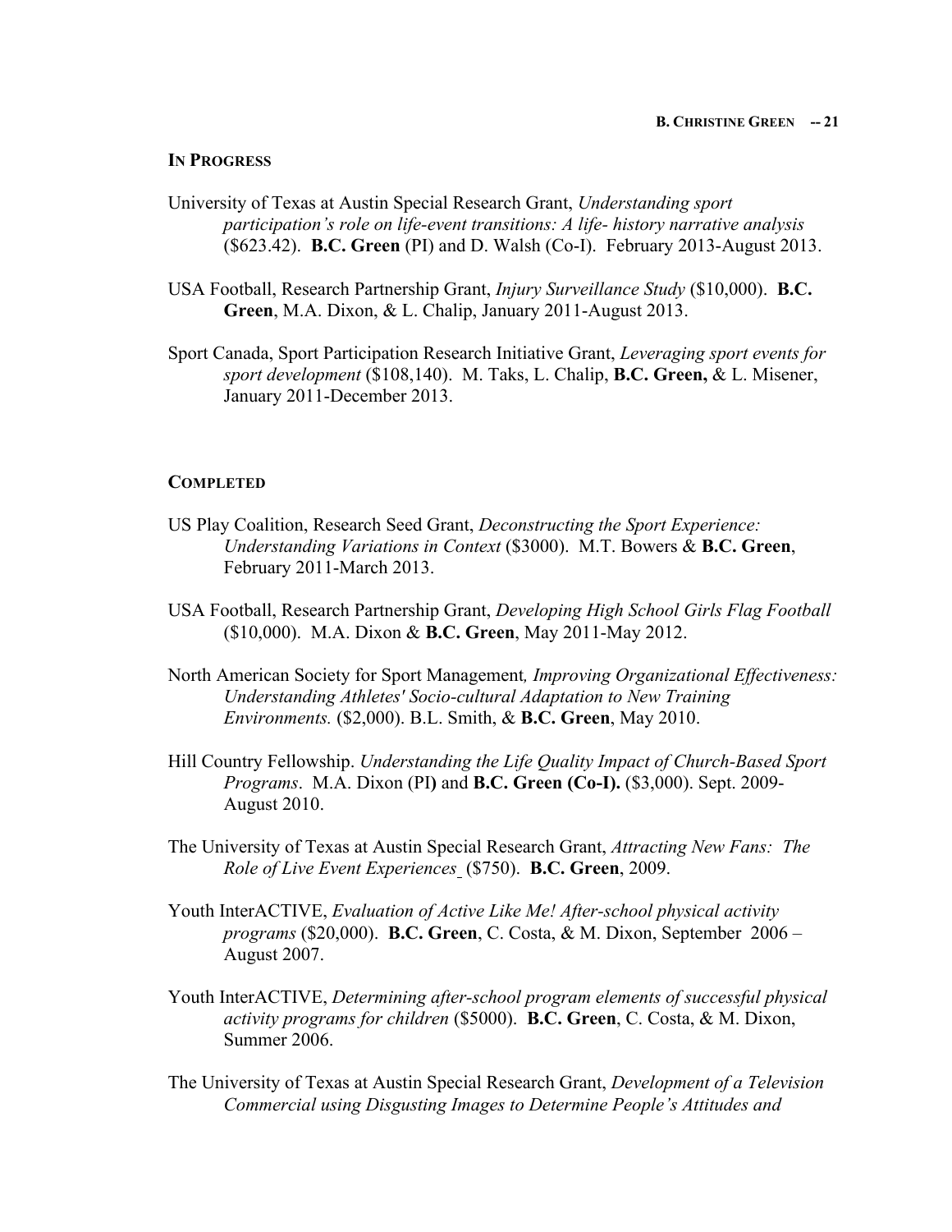### In Progress

University of Texas at Austin Special Research Grant, *Understanding sport participation's role on life-event transitions: A life- history narrative analysis* ($623.42). **B.C. Green** (PI) and D. Walsh (Co-I). February 2013-August 2013.

USA Football, Research Partnership Grant, *Injury Surveillance Study* ($10,000). **B.C. Green**, M.A. Dixon, & L. Chalip, January 2011-August 2013.

Sport Canada, Sport Participation Research Initiative Grant, *Leveraging sport events for sport development* ($108,140). M. Taks, L. Chalip, **B.C. Green,** & L. Misener, January 2011-December 2013.

### Completed

US Play Coalition, Research Seed Grant, *Deconstructing the Sport Experience: Understanding Variations in Context* ($3000). M.T. Bowers & **B.C. Green**, February 2011-March 2013.

USA Football, Research Partnership Grant, *Developing High School Girls Flag Football* ($10,000). M.A. Dixon & **B.C. Green**, May 2011-May 2012.

North American Society for Sport Management*, Improving Organizational Effectiveness: Understanding Athletes' Socio-cultural Adaptation to New Training Environments.* ($2,000). B.L. Smith, & **B.C. Green**, May 2010.

Hill Country Fellowship. *Understanding the Life Quality Impact of Church-Based Sport Programs*. M.A. Dixon (PI**)** and **B.C. Green (Co-I).** ($3,000). Sept. 2009-August 2010.

The University of Texas at Austin Special Research Grant, *Attracting New Fans: The Role of Live Event Experiences* ($750). **B.C. Green**, 2009.

Youth InterACTIVE, *Evaluation of Active Like Me! After-school physical activity programs* ($20,000). **B.C. Green**, C. Costa, & M. Dixon, September 2006 – August 2007.

Youth InterACTIVE, *Determining after-school program elements of successful physical activity programs for children* ($5000). **B.C. Green**, C. Costa, & M. Dixon, Summer 2006.

The University of Texas at Austin Special Research Grant, *Development of a Television Commercial using Disgusting Images to Determine People's Attitudes and*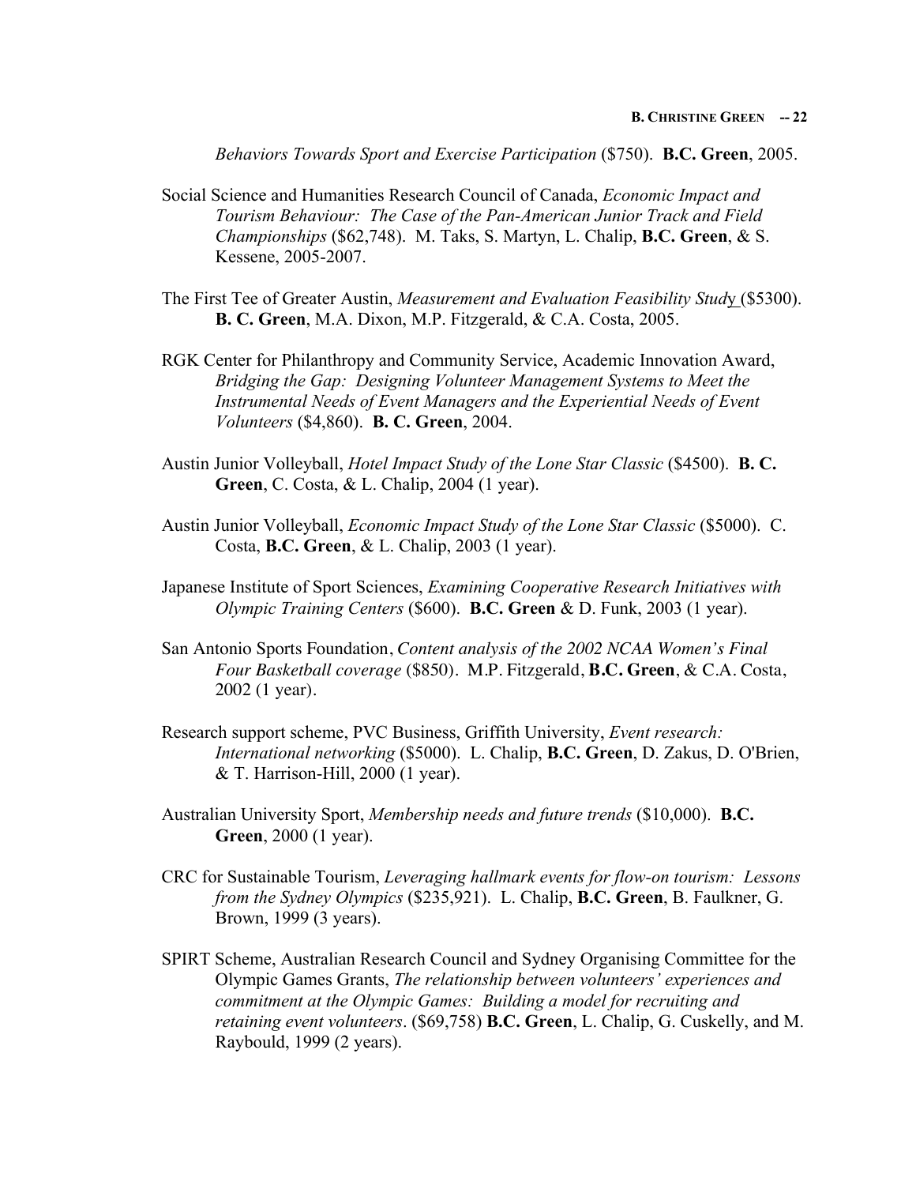*Behaviors Towards Sport and Exercise Participation* ($750). **B.C. Green**, 2005.

Social Science and Humanities Research Council of Canada, *Economic Impact and Tourism Behaviour: The Case of the Pan-American Junior Track and Field Championships* ($62,748). M. Taks, S. Martyn, L. Chalip, **B.C. Green**, & S. Kessene, 2005-2007.

The First Tee of Greater Austin, *Measurement and Evaluation Feasibility Study* ($5300). **B. C. Green**, M.A. Dixon, M.P. Fitzgerald, & C.A. Costa, 2005.

RGK Center for Philanthropy and Community Service, Academic Innovation Award, *Bridging the Gap: Designing Volunteer Management Systems to Meet the Instrumental Needs of Event Managers and the Experiential Needs of Event Volunteers* ($4,860). **B. C. Green**, 2004.

Austin Junior Volleyball, *Hotel Impact Study of the Lone Star Classic* ($4500). **B. C. Green**, C. Costa, & L. Chalip, 2004 (1 year).

Austin Junior Volleyball, *Economic Impact Study of the Lone Star Classic* ($5000). C. Costa, **B.C. Green**, & L. Chalip, 2003 (1 year).

Japanese Institute of Sport Sciences, *Examining Cooperative Research Initiatives with Olympic Training Centers* ($600). **B.C. Green** & D. Funk, 2003 (1 year).

San Antonio Sports Foundation, *Content analysis of the 2002 NCAA Women's Final Four Basketball coverage* ($850). M.P. Fitzgerald, **B.C. Green**, & C.A. Costa, 2002 (1 year).

Research support scheme, PVC Business, Griffith University, *Event research: International networking* ($5000). L. Chalip, **B.C. Green**, D. Zakus, D. O'Brien, & T. Harrison-Hill, 2000 (1 year).

Australian University Sport, *Membership needs and future trends* ($10,000). **B.C. Green**, 2000 (1 year).

CRC for Sustainable Tourism, *Leveraging hallmark events for flow-on tourism: Lessons from the Sydney Olympics* ($235,921). L. Chalip, **B.C. Green**, B. Faulkner, G. Brown, 1999 (3 years).

SPIRT Scheme, Australian Research Council and Sydney Organising Committee for the Olympic Games Grants, *The relationship between volunteers' experiences and commitment at the Olympic Games: Building a model for recruiting and retaining event volunteers*. ($69,758) **B.C. Green**, L. Chalip, G. Cuskelly, and M. Raybould, 1999 (2 years).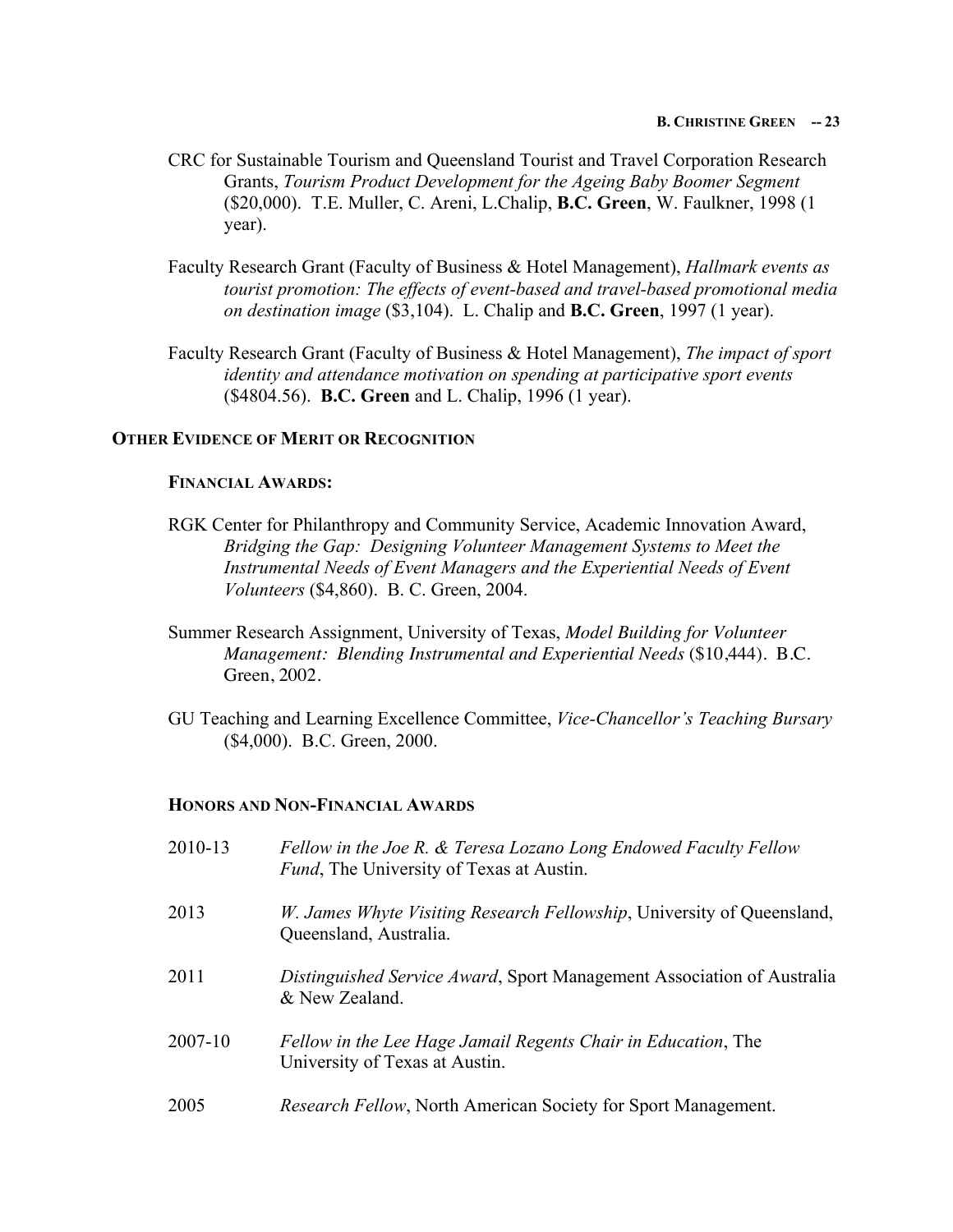CRC for Sustainable Tourism and Queensland Tourist and Travel Corporation Research Grants, *Tourism Product Development for the Ageing Baby Boomer Segment* ($20,000). T.E. Muller, C. Areni, L.Chalip, **B.C. Green**, W. Faulkner, 1998 (1 year).

Faculty Research Grant (Faculty of Business & Hotel Management), *Hallmark events as tourist promotion: The effects of event-based and travel-based promotional media on destination image* ($3,104). L. Chalip and **B.C. Green**, 1997 (1 year).

Faculty Research Grant (Faculty of Business & Hotel Management), *The impact of sport identity and attendance motivation on spending at participative sport events* ($4804.56). **B.C. Green** and L. Chalip, 1996 (1 year).

## OTHER EVIDENCE OF MERIT OR RECOGNITION

### FINANCIAL AWARDS:

RGK Center for Philanthropy and Community Service, Academic Innovation Award, *Bridging the Gap: Designing Volunteer Management Systems to Meet the Instrumental Needs of Event Managers and the Experiential Needs of Event Volunteers* ($4,860). B. C. Green, 2004.

Summer Research Assignment, University of Texas, *Model Building for Volunteer Management: Blending Instrumental and Experiential Needs* ($10,444). B.C. Green, 2002.

GU Teaching and Learning Excellence Committee, *Vice-Chancellor's Teaching Bursary* ($4,000). B.C. Green, 2000.

### HONORS AND NON-FINANCIAL AWARDS

2010-13 *Fellow in the Joe R. & Teresa Lozano Long Endowed Faculty Fellow Fund*, The University of Texas at Austin.

2013 *W. James Whyte Visiting Research Fellowship*, University of Queensland, Queensland, Australia.

2011 *Distinguished Service Award*, Sport Management Association of Australia & New Zealand.

2007-10 *Fellow in the Lee Hage Jamail Regents Chair in Education*, The University of Texas at Austin.

2005 *Research Fellow*, North American Society for Sport Management.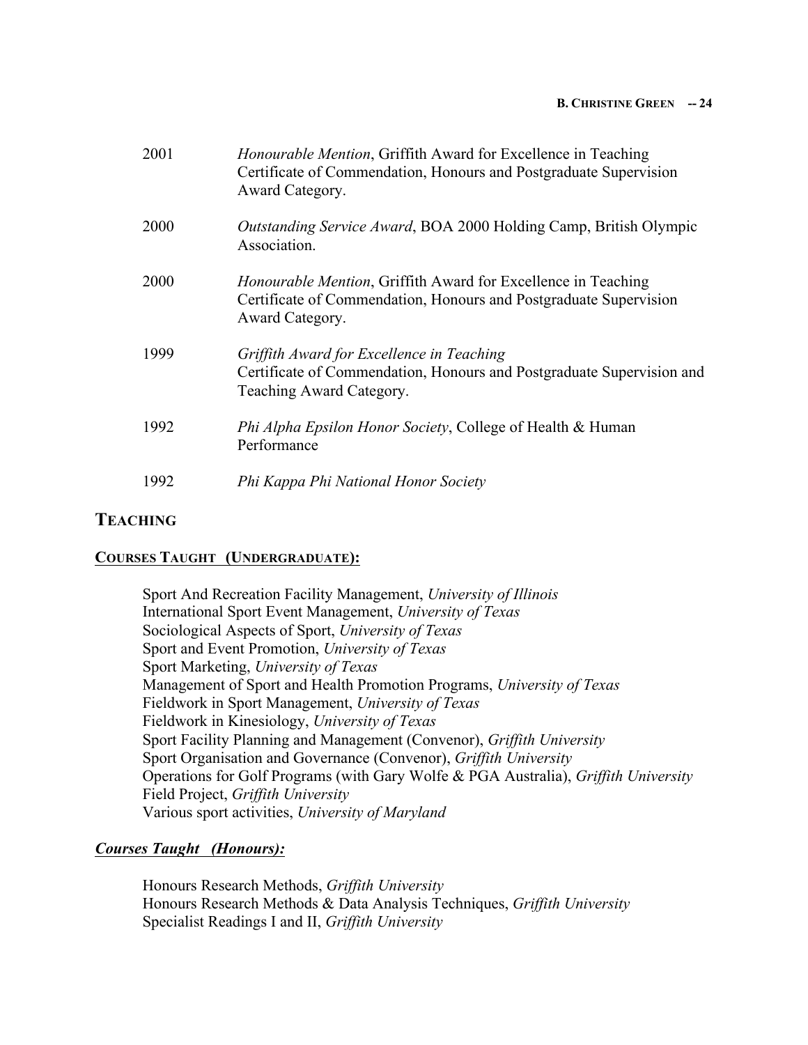2001 *Honourable Mention*, Griffith Award for Excellence in Teaching
Certificate of Commendation, Honours and Postgraduate Supervision Award Category.

2000 *Outstanding Service Award*, BOA 2000 Holding Camp, British Olympic Association.

2000 *Honourable Mention*, Griffith Award for Excellence in Teaching
Certificate of Commendation, Honours and Postgraduate Supervision Award Category.

1999 *Griffith Award for Excellence in Teaching*
Certificate of Commendation, Honours and Postgraduate Supervision and Teaching Award Category.

1992 *Phi Alpha Epsilon Honor Society*, College of Health & Human Performance

1992 *Phi Kappa Phi National Honor Society*

## TEACHING

### COURSES TAUGHT (UNDERGRADUATE):

Sport And Recreation Facility Management, *University of Illinois*
International Sport Event Management, *University of Texas*
Sociological Aspects of Sport, *University of Texas*
Sport and Event Promotion, *University of Texas*
Sport Marketing, *University of Texas*
Management of Sport and Health Promotion Programs, *University of Texas*
Fieldwork in Sport Management, *University of Texas*
Fieldwork in Kinesiology, *University of Texas*
Sport Facility Planning and Management (Convenor), *Griffith University*
Sport Organisation and Governance (Convenor), *Griffith University*
Operations for Golf Programs (with Gary Wolfe & PGA Australia), *Griffith University*
Field Project, *Griffith University*
Various sport activities, *University of Maryland*

### *Courses Taught (Honours):*

Honours Research Methods, *Griffith University*
Honours Research Methods & Data Analysis Techniques, *Griffith University*
Specialist Readings I and II, *Griffith University*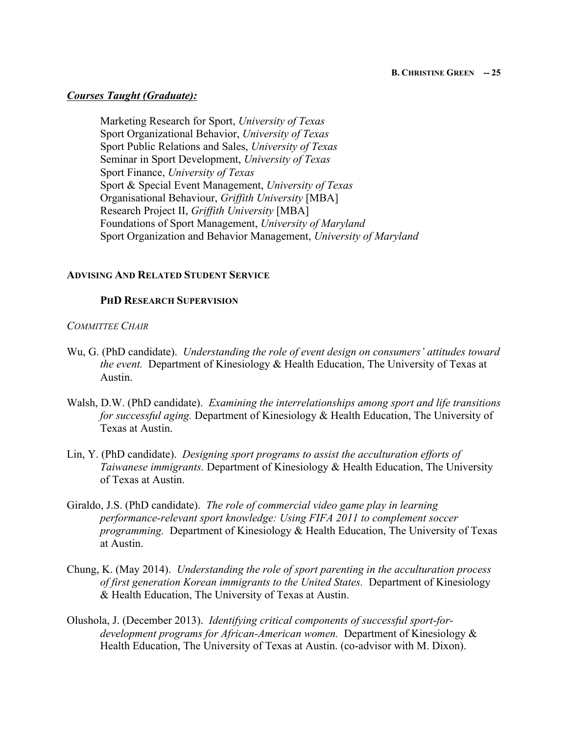***Courses Taught (Graduate):***

Marketing Research for Sport, *University of Texas*
Sport Organizational Behavior, *University of Texas*
Sport Public Relations and Sales, *University of Texas*
Seminar in Sport Development, *University of Texas*
Sport Finance, *University of Texas*
Sport & Special Event Management, *University of Texas*
Organisational Behaviour, *Griffith University* [MBA]
Research Project II, *Griffith University* [MBA]
Foundations of Sport Management, *University of Maryland*
Sport Organization and Behavior Management, *University of Maryland*

## ADVISING AND RELATED STUDENT SERVICE

### PHD RESEARCH SUPERVISION

*COMMITTEE CHAIR*

Wu, G. (PhD candidate). *Understanding the role of event design on consumers' attitudes toward the event.* Department of Kinesiology & Health Education, The University of Texas at Austin.

Walsh, D.W. (PhD candidate). *Examining the interrelationships among sport and life transitions for successful aging.* Department of Kinesiology & Health Education, The University of Texas at Austin.

Lin, Y. (PhD candidate). *Designing sport programs to assist the acculturation efforts of Taiwanese immigrants.* Department of Kinesiology & Health Education, The University of Texas at Austin.

Giraldo, J.S. (PhD candidate). *The role of commercial video game play in learning performance-relevant sport knowledge: Using FIFA 2011 to complement soccer programming.* Department of Kinesiology & Health Education, The University of Texas at Austin.

Chung, K. (May 2014). *Understanding the role of sport parenting in the acculturation process of first generation Korean immigrants to the United States.* Department of Kinesiology & Health Education, The University of Texas at Austin.

Olushola, J. (December 2013). *Identifying critical components of successful sport-for-development programs for African-American women.* Department of Kinesiology & Health Education, The University of Texas at Austin. (co-advisor with M. Dixon).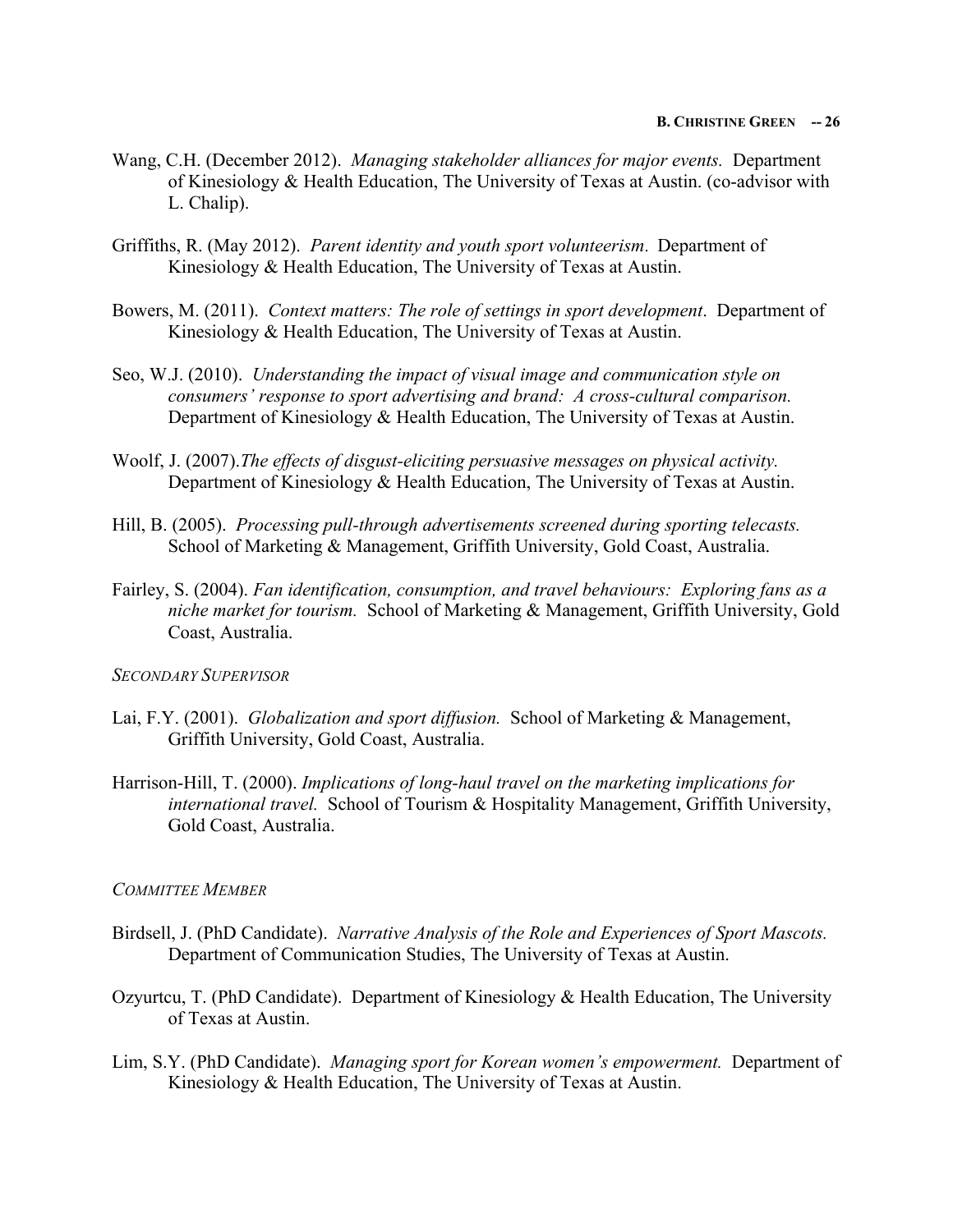Wang, C.H. (December 2012). *Managing stakeholder alliances for major events.* Department of Kinesiology & Health Education, The University of Texas at Austin. (co-advisor with L. Chalip).

Griffiths, R. (May 2012). *Parent identity and youth sport volunteerism*. Department of Kinesiology & Health Education, The University of Texas at Austin.

Bowers, M. (2011). *Context matters: The role of settings in sport development*. Department of Kinesiology & Health Education, The University of Texas at Austin.

Seo, W.J. (2010). *Understanding the impact of visual image and communication style on consumers' response to sport advertising and brand: A cross-cultural comparison.* Department of Kinesiology & Health Education, The University of Texas at Austin.

Woolf, J. (2007).*The effects of disgust-eliciting persuasive messages on physical activity.* Department of Kinesiology & Health Education, The University of Texas at Austin.

Hill, B. (2005). *Processing pull-through advertisements screened during sporting telecasts.* School of Marketing & Management, Griffith University, Gold Coast, Australia.

Fairley, S. (2004). *Fan identification, consumption, and travel behaviours: Exploring fans as a niche market for tourism.* School of Marketing & Management, Griffith University, Gold Coast, Australia.

*SECONDARY SUPERVISOR*

Lai, F.Y. (2001). *Globalization and sport diffusion.* School of Marketing & Management, Griffith University, Gold Coast, Australia.

Harrison-Hill, T. (2000). *Implications of long-haul travel on the marketing implications for international travel.* School of Tourism & Hospitality Management, Griffith University, Gold Coast, Australia.

*COMMITTEE MEMBER*

Birdsell, J. (PhD Candidate). *Narrative Analysis of the Role and Experiences of Sport Mascots.* Department of Communication Studies, The University of Texas at Austin.

Ozyurtcu, T. (PhD Candidate). Department of Kinesiology & Health Education, The University of Texas at Austin.

Lim, S.Y. (PhD Candidate). *Managing sport for Korean women's empowerment.* Department of Kinesiology & Health Education, The University of Texas at Austin.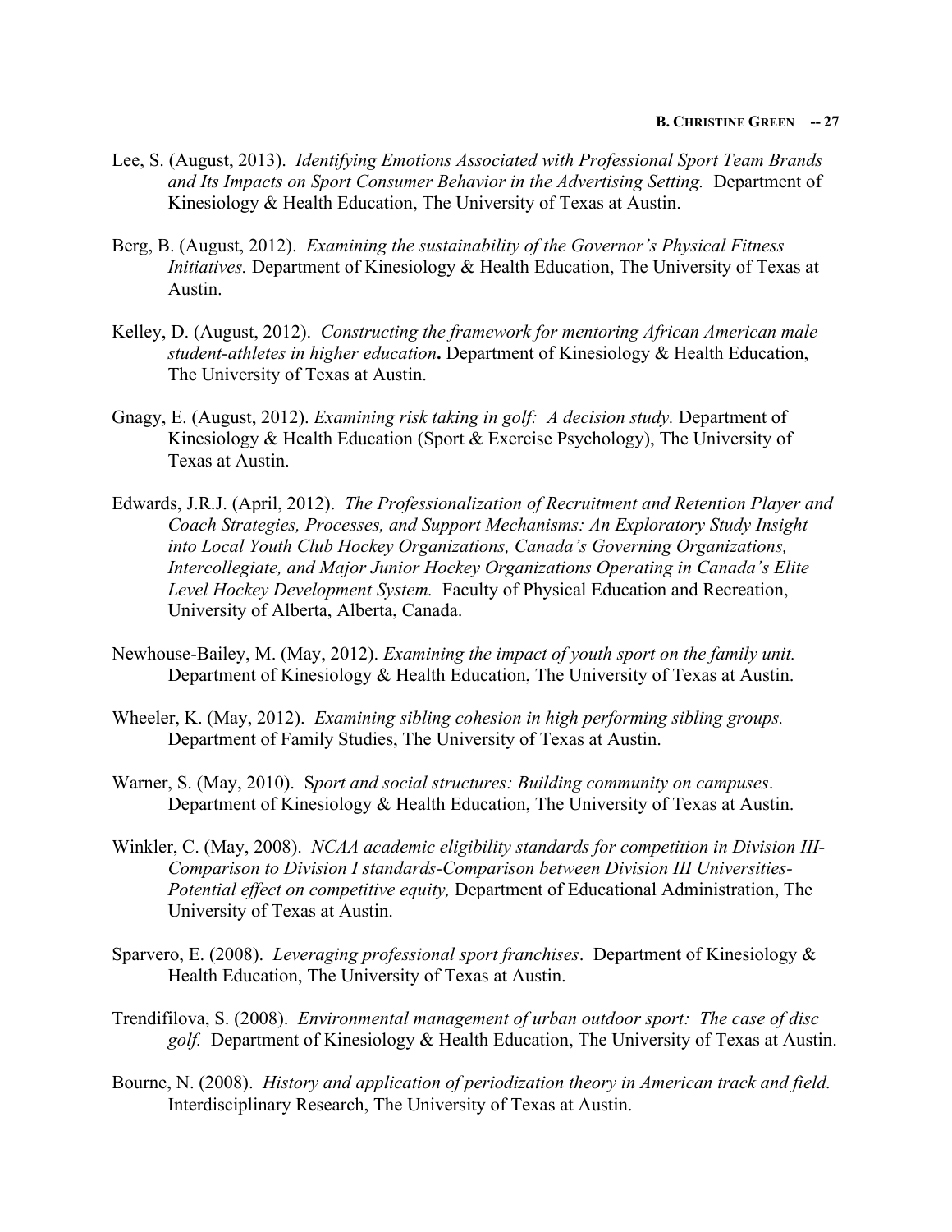Lee, S. (August, 2013). *Identifying Emotions Associated with Professional Sport Team Brands and Its Impacts on Sport Consumer Behavior in the Advertising Setting.* Department of Kinesiology & Health Education, The University of Texas at Austin.

Berg, B. (August, 2012). *Examining the sustainability of the Governor's Physical Fitness Initiatives.* Department of Kinesiology & Health Education, The University of Texas at Austin.

Kelley, D. (August, 2012). *Constructing the framework for mentoring African American male student-athletes in higher education***.** Department of Kinesiology & Health Education, The University of Texas at Austin.

Gnagy, E. (August, 2012). *Examining risk taking in golf: A decision study.* Department of Kinesiology & Health Education (Sport & Exercise Psychology), The University of Texas at Austin.

Edwards, J.R.J. (April, 2012). *The Professionalization of Recruitment and Retention Player and Coach Strategies, Processes, and Support Mechanisms: An Exploratory Study Insight into Local Youth Club Hockey Organizations, Canada's Governing Organizations, Intercollegiate, and Major Junior Hockey Organizations Operating in Canada's Elite Level Hockey Development System.* Faculty of Physical Education and Recreation, University of Alberta, Alberta, Canada.

Newhouse-Bailey, M. (May, 2012). *Examining the impact of youth sport on the family unit.* Department of Kinesiology & Health Education, The University of Texas at Austin.

Wheeler, K. (May, 2012). *Examining sibling cohesion in high performing sibling groups.* Department of Family Studies, The University of Texas at Austin.

Warner, S. (May, 2010). S*port and social structures: Building community on campuses*. Department of Kinesiology & Health Education, The University of Texas at Austin.

Winkler, C. (May, 2008). *NCAA academic eligibility standards for competition in Division III-Comparison to Division I standards-Comparison between Division III Universities-Potential effect on competitive equity,* Department of Educational Administration, The University of Texas at Austin.

Sparvero, E. (2008). *Leveraging professional sport franchises*. Department of Kinesiology & Health Education, The University of Texas at Austin.

Trendifilova, S. (2008). *Environmental management of urban outdoor sport: The case of disc golf.* Department of Kinesiology & Health Education, The University of Texas at Austin.

Bourne, N. (2008). *History and application of periodization theory in American track and field.* Interdisciplinary Research, The University of Texas at Austin.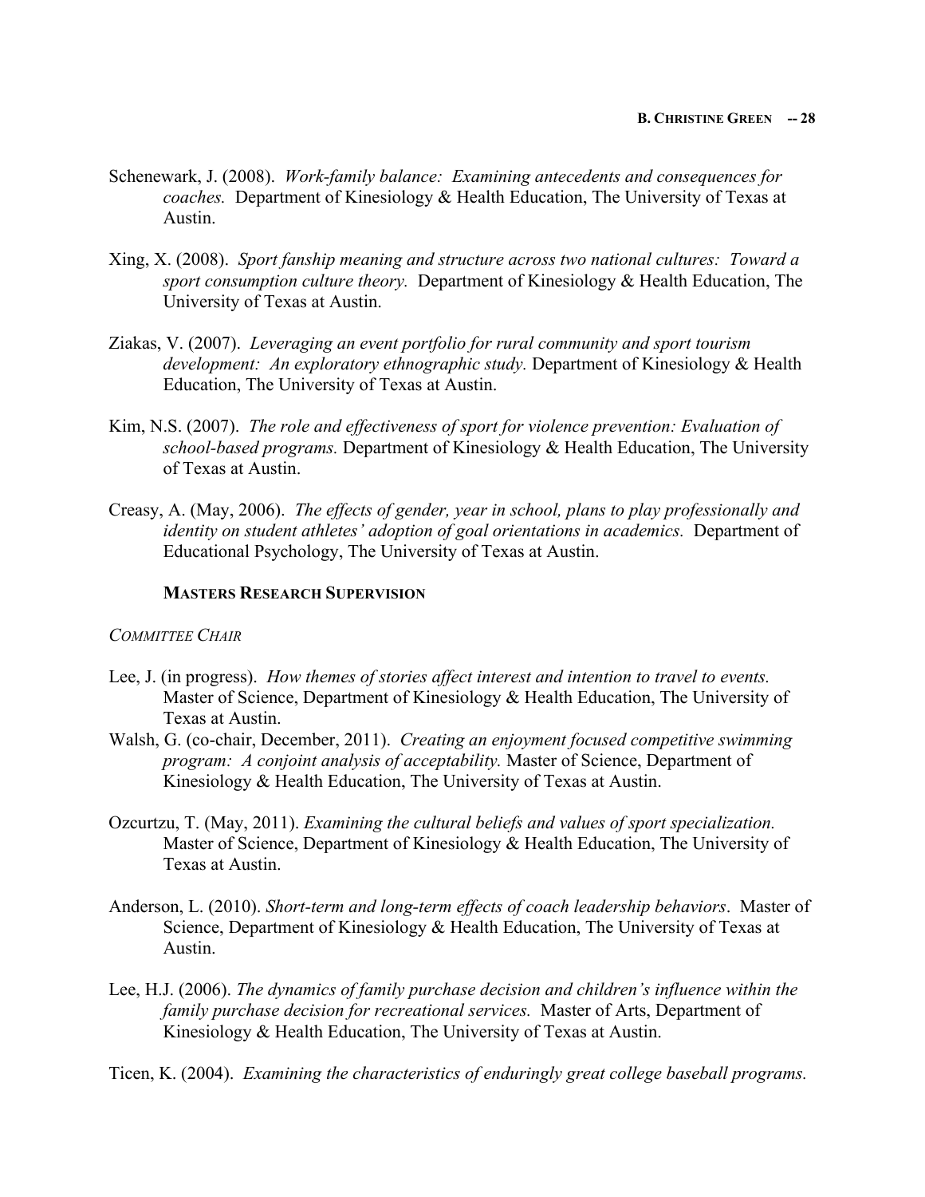Schenewark, J. (2008). *Work-family balance: Examining antecedents and consequences for coaches.* Department of Kinesiology & Health Education, The University of Texas at Austin.

Xing, X. (2008). *Sport fanship meaning and structure across two national cultures: Toward a sport consumption culture theory.* Department of Kinesiology & Health Education, The University of Texas at Austin.

Ziakas, V. (2007). *Leveraging an event portfolio for rural community and sport tourism development: An exploratory ethnographic study.* Department of Kinesiology & Health Education, The University of Texas at Austin.

Kim, N.S. (2007). *The role and effectiveness of sport for violence prevention: Evaluation of school-based programs.* Department of Kinesiology & Health Education, The University of Texas at Austin.

Creasy, A. (May, 2006). *The effects of gender, year in school, plans to play professionally and identity on student athletes' adoption of goal orientations in academics.* Department of Educational Psychology, The University of Texas at Austin.

### MASTERS RESEARCH SUPERVISION

*COMMITTEE CHAIR*

Lee, J. (in progress). *How themes of stories affect interest and intention to travel to events.* Master of Science, Department of Kinesiology & Health Education, The University of Texas at Austin.

Walsh, G. (co-chair, December, 2011). *Creating an enjoyment focused competitive swimming program: A conjoint analysis of acceptability.* Master of Science, Department of Kinesiology & Health Education, The University of Texas at Austin.

Ozcurtzu, T. (May, 2011). *Examining the cultural beliefs and values of sport specialization.* Master of Science, Department of Kinesiology & Health Education, The University of Texas at Austin.

Anderson, L. (2010). *Short-term and long-term effects of coach leadership behaviors*. Master of Science, Department of Kinesiology & Health Education, The University of Texas at Austin.

Lee, H.J. (2006). *The dynamics of family purchase decision and children's influence within the family purchase decision for recreational services.* Master of Arts, Department of Kinesiology & Health Education, The University of Texas at Austin.

Ticen, K. (2004). *Examining the characteristics of enduringly great college baseball programs.*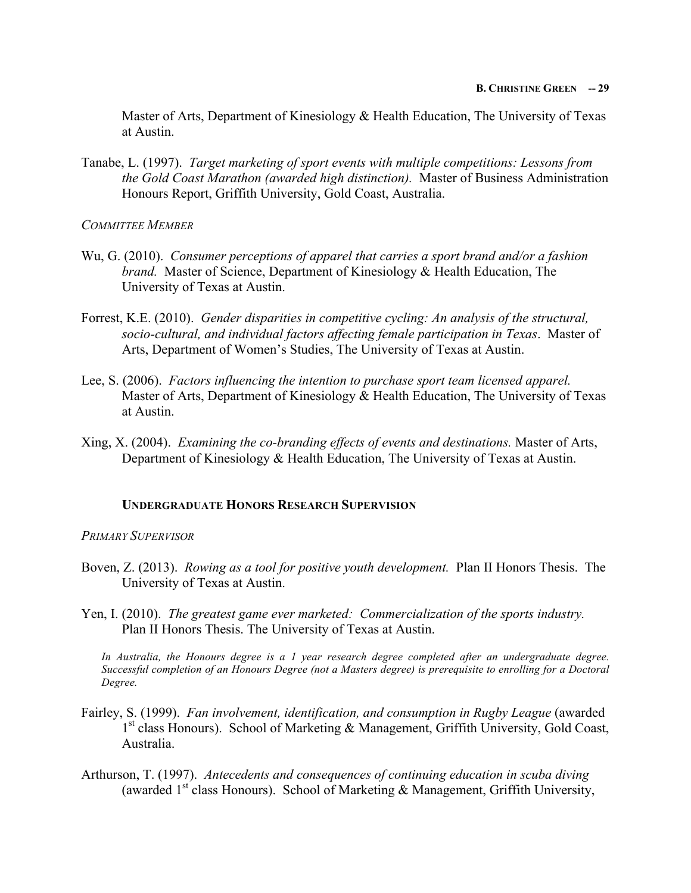Master of Arts, Department of Kinesiology & Health Education, The University of Texas at Austin.

Tanabe, L. (1997). *Target marketing of sport events with multiple competitions: Lessons from the Gold Coast Marathon (awarded high distinction).* Master of Business Administration Honours Report, Griffith University, Gold Coast, Australia.

*COMMITTEE MEMBER*

Wu, G. (2010). *Consumer perceptions of apparel that carries a sport brand and/or a fashion brand.* Master of Science, Department of Kinesiology & Health Education, The University of Texas at Austin.

Forrest, K.E. (2010). *Gender disparities in competitive cycling: An analysis of the structural, socio-cultural, and individual factors affecting female participation in Texas*. Master of Arts, Department of Women's Studies, The University of Texas at Austin.

Lee, S. (2006). *Factors influencing the intention to purchase sport team licensed apparel.* Master of Arts, Department of Kinesiology & Health Education, The University of Texas at Austin.

Xing, X. (2004). *Examining the co-branding effects of events and destinations.* Master of Arts, Department of Kinesiology & Health Education, The University of Texas at Austin.

### UNDERGRADUATE HONORS RESEARCH SUPERVISION

*PRIMARY SUPERVISOR*

Boven, Z. (2013). *Rowing as a tool for positive youth development.* Plan II Honors Thesis. The University of Texas at Austin.

Yen, I. (2010). *The greatest game ever marketed: Commercialization of the sports industry.* Plan II Honors Thesis. The University of Texas at Austin.

*In Australia, the Honours degree is a 1 year research degree completed after an undergraduate degree. Successful completion of an Honours Degree (not a Masters degree) is prerequisite to enrolling for a Doctoral Degree.*

Fairley, S. (1999). *Fan involvement, identification, and consumption in Rugby League* (awarded 1st class Honours). School of Marketing & Management, Griffith University, Gold Coast, Australia.

Arthurson, T. (1997). *Antecedents and consequences of continuing education in scuba diving* (awarded 1st class Honours). School of Marketing & Management, Griffith University,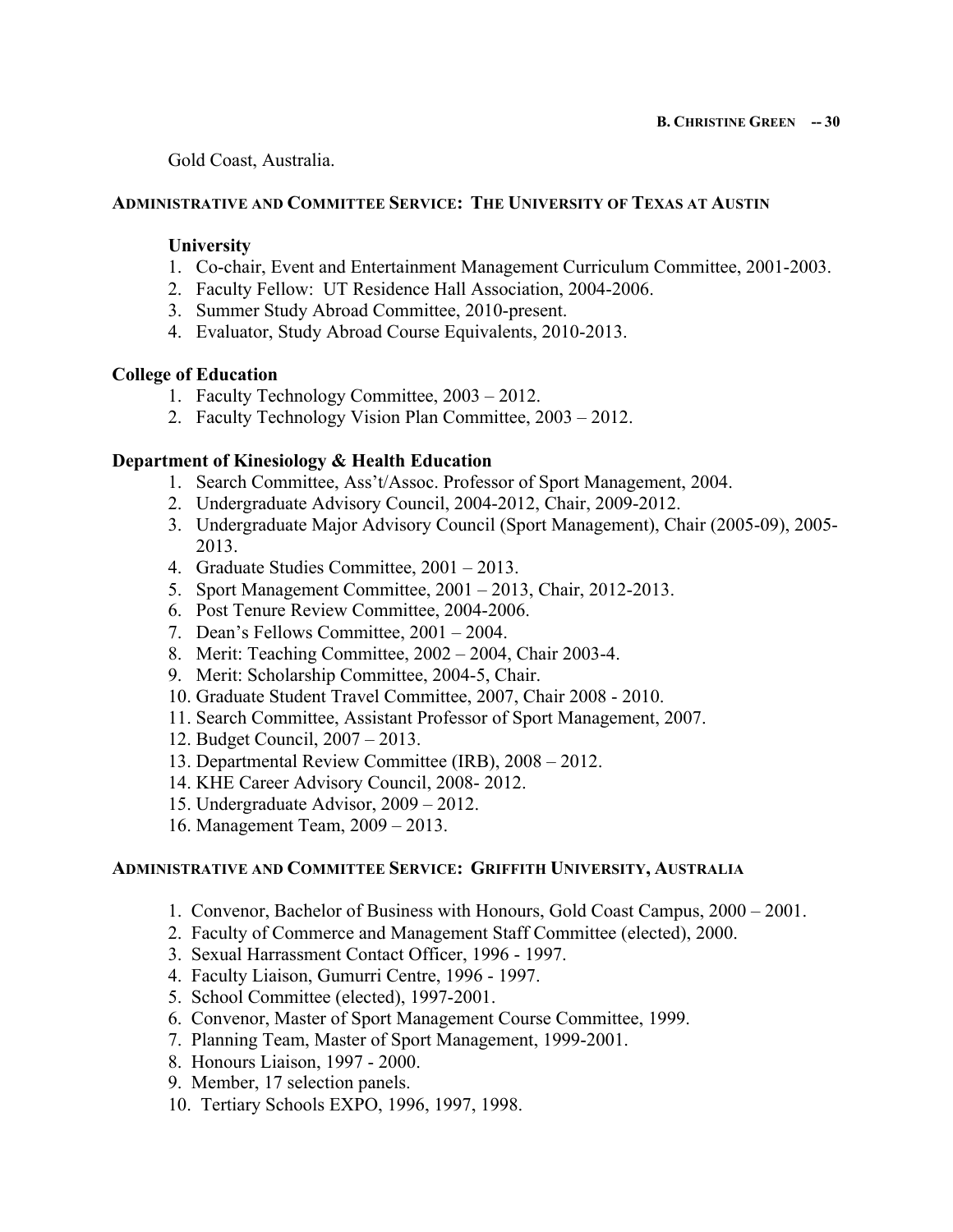Gold Coast, Australia.

## ADMINISTRATIVE AND COMMITTEE SERVICE: THE UNIVERSITY OF TEXAS AT AUSTIN

### University

1. Co-chair, Event and Entertainment Management Curriculum Committee, 2001-2003.
2. Faculty Fellow: UT Residence Hall Association, 2004-2006.
3. Summer Study Abroad Committee, 2010-present.
4. Evaluator, Study Abroad Course Equivalents, 2010-2013.

### College of Education

1. Faculty Technology Committee, 2003 – 2012.
2. Faculty Technology Vision Plan Committee, 2003 – 2012.

### Department of Kinesiology & Health Education

1. Search Committee, Ass't/Assoc. Professor of Sport Management, 2004.
2. Undergraduate Advisory Council, 2004-2012, Chair, 2009-2012.
3. Undergraduate Major Advisory Council (Sport Management), Chair (2005-09), 2005-2013.
4. Graduate Studies Committee, 2001 – 2013.
5. Sport Management Committee, 2001 – 2013, Chair, 2012-2013.
6. Post Tenure Review Committee, 2004-2006.
7. Dean's Fellows Committee, 2001 – 2004.
8. Merit: Teaching Committee, 2002 – 2004, Chair 2003-4.
9. Merit: Scholarship Committee, 2004-5, Chair.
10. Graduate Student Travel Committee, 2007, Chair 2008 - 2010.
11. Search Committee, Assistant Professor of Sport Management, 2007.
12. Budget Council, 2007 – 2013.
13. Departmental Review Committee (IRB), 2008 – 2012.
14. KHE Career Advisory Council, 2008- 2012.
15. Undergraduate Advisor, 2009 – 2012.
16. Management Team, 2009 – 2013.

## ADMINISTRATIVE AND COMMITTEE SERVICE: GRIFFITH UNIVERSITY, AUSTRALIA

1. Convenor, Bachelor of Business with Honours, Gold Coast Campus, 2000 – 2001.
2. Faculty of Commerce and Management Staff Committee (elected), 2000.
3. Sexual Harrassment Contact Officer, 1996 - 1997.
4. Faculty Liaison, Gumurri Centre, 1996 - 1997.
5. School Committee (elected), 1997-2001.
6. Convenor, Master of Sport Management Course Committee, 1999.
7. Planning Team, Master of Sport Management, 1999-2001.
8. Honours Liaison, 1997 - 2000.
9. Member, 17 selection panels.
10. Tertiary Schools EXPO, 1996, 1997, 1998.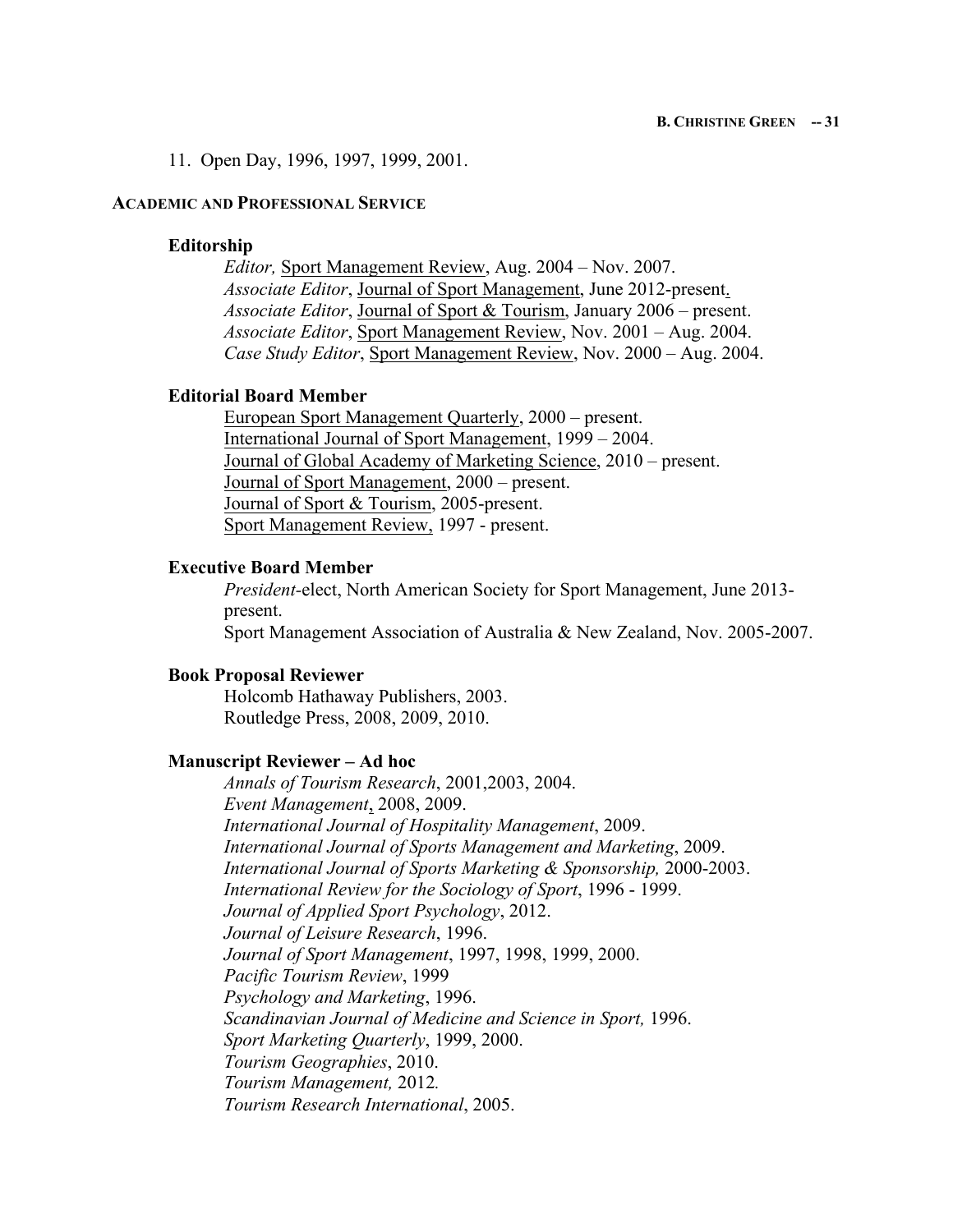11. Open Day, 1996, 1997, 1999, 2001.

## ACADEMIC AND PROFESSIONAL SERVICE

### Editorship

*Editor,* Sport Management Review, Aug. 2004 – Nov. 2007.
*Associate Editor*, Journal of Sport Management, June 2012-present.
*Associate Editor*, Journal of Sport & Tourism, January 2006 – present.
*Associate Editor*, Sport Management Review, Nov. 2001 – Aug. 2004.
*Case Study Editor*, Sport Management Review, Nov. 2000 – Aug. 2004.

### Editorial Board Member

European Sport Management Quarterly, 2000 – present.
International Journal of Sport Management, 1999 – 2004.
Journal of Global Academy of Marketing Science, 2010 – present.
Journal of Sport Management, 2000 – present.
Journal of Sport & Tourism, 2005-present.
Sport Management Review, 1997 - present.

### Executive Board Member

*President*-elect, North American Society for Sport Management, June 2013-present.
Sport Management Association of Australia & New Zealand, Nov. 2005-2007.

### Book Proposal Reviewer

Holcomb Hathaway Publishers, 2003.
Routledge Press, 2008, 2009, 2010.

### Manuscript Reviewer – Ad hoc

*Annals of Tourism Research*, 2001,2003, 2004.
*Event Management*, 2008, 2009.
*International Journal of Hospitality Management*, 2009.
*International Journal of Sports Management and Marketing*, 2009.
*International Journal of Sports Marketing & Sponsorship,* 2000-2003.
*International Review for the Sociology of Sport*, 1996 - 1999.
*Journal of Applied Sport Psychology*, 2012.
*Journal of Leisure Research*, 1996.
*Journal of Sport Management*, 1997, 1998, 1999, 2000.
*Pacific Tourism Review*, 1999
*Psychology and Marketing*, 1996.
*Scandinavian Journal of Medicine and Science in Sport,* 1996.
*Sport Marketing Quarterly*, 1999, 2000.
*Tourism Geographies*, 2010.
*Tourism Management,* 2012.
*Tourism Research International*, 2005.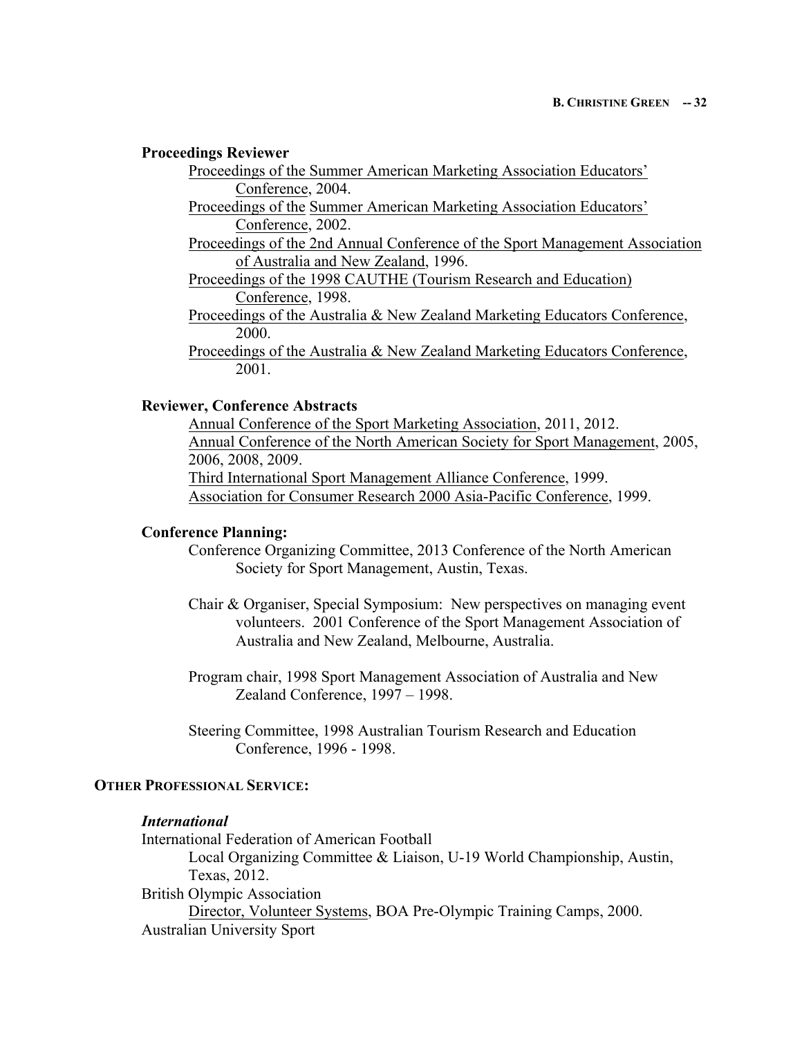**Proceedings Reviewer**

Proceedings of the Summer American Marketing Association Educators' Conference, 2004.

Proceedings of the Summer American Marketing Association Educators' Conference, 2002.

Proceedings of the 2nd Annual Conference of the Sport Management Association of Australia and New Zealand, 1996.

Proceedings of the 1998 CAUTHE (Tourism Research and Education) Conference, 1998.

Proceedings of the Australia & New Zealand Marketing Educators Conference, 2000.

Proceedings of the Australia & New Zealand Marketing Educators Conference, 2001.

**Reviewer, Conference Abstracts**

Annual Conference of the Sport Marketing Association, 2011, 2012.

Annual Conference of the North American Society for Sport Management, 2005, 2006, 2008, 2009.

Third International Sport Management Alliance Conference, 1999.

Association for Consumer Research 2000 Asia-Pacific Conference, 1999.

**Conference Planning:**

Conference Organizing Committee, 2013 Conference of the North American Society for Sport Management, Austin, Texas.

Chair & Organiser, Special Symposium: New perspectives on managing event volunteers. 2001 Conference of the Sport Management Association of Australia and New Zealand, Melbourne, Australia.

Program chair, 1998 Sport Management Association of Australia and New Zealand Conference, 1997 – 1998.

Steering Committee, 1998 Australian Tourism Research and Education Conference, 1996 - 1998.

**OTHER PROFESSIONAL SERVICE:**

***International***

International Federation of American Football

Local Organizing Committee & Liaison, U-19 World Championship, Austin, Texas, 2012.

British Olympic Association

Director, Volunteer Systems, BOA Pre-Olympic Training Camps, 2000.

Australian University Sport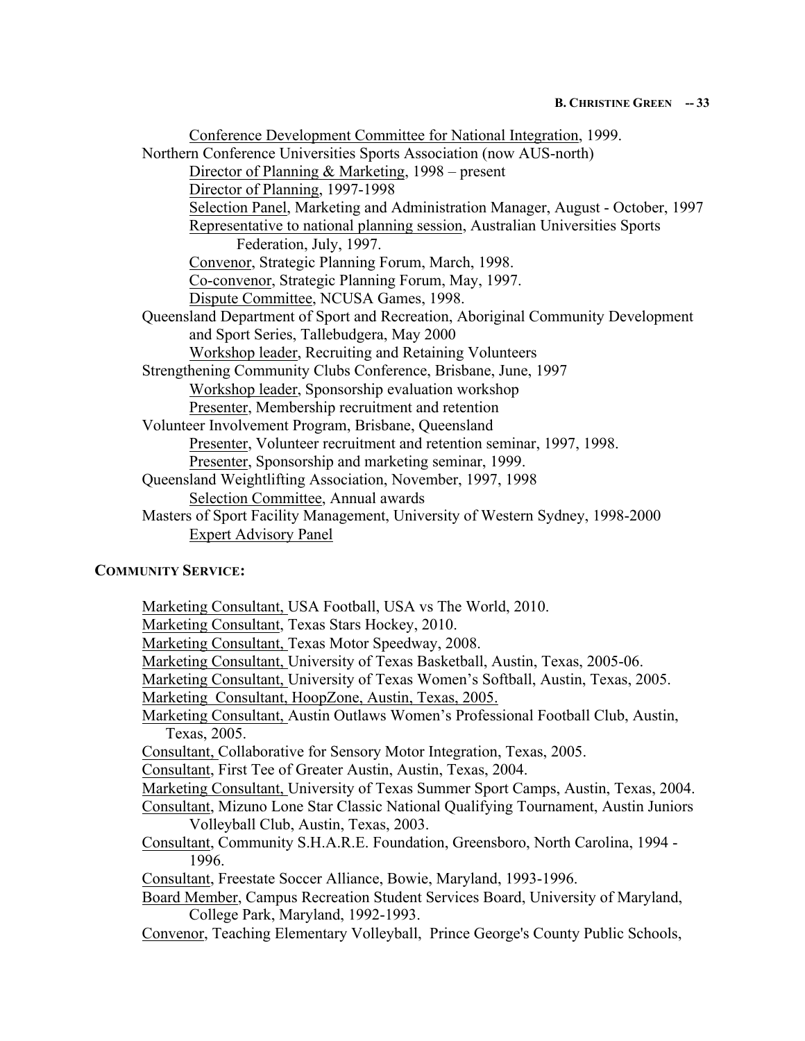Conference Development Committee for National Integration, 1999.

Northern Conference Universities Sports Association (now AUS-north)

Director of Planning & Marketing, 1998 – present

Director of Planning, 1997-1998

Selection Panel, Marketing and Administration Manager, August - October, 1997

Representative to national planning session, Australian Universities Sports Federation, July, 1997.

Convenor, Strategic Planning Forum, March, 1998.

Co-convenor, Strategic Planning Forum, May, 1997.

Dispute Committee, NCUSA Games, 1998.

Queensland Department of Sport and Recreation, Aboriginal Community Development and Sport Series, Tallebudgera, May 2000

Workshop leader, Recruiting and Retaining Volunteers

Strengthening Community Clubs Conference, Brisbane, June, 1997

Workshop leader, Sponsorship evaluation workshop

Presenter, Membership recruitment and retention

Volunteer Involvement Program, Brisbane, Queensland

Presenter, Volunteer recruitment and retention seminar, 1997, 1998.

Presenter, Sponsorship and marketing seminar, 1999.

Queensland Weightlifting Association, November, 1997, 1998

Selection Committee, Annual awards

Masters of Sport Facility Management, University of Western Sydney, 1998-2000

Expert Advisory Panel

## COMMUNITY SERVICE:

Marketing Consultant, USA Football, USA vs The World, 2010.

Marketing Consultant, Texas Stars Hockey, 2010.

Marketing Consultant, Texas Motor Speedway, 2008.

Marketing Consultant, University of Texas Basketball, Austin, Texas, 2005-06.

Marketing Consultant, University of Texas Women's Softball, Austin, Texas, 2005.

Marketing Consultant, HoopZone, Austin, Texas, 2005.

Marketing Consultant, Austin Outlaws Women's Professional Football Club, Austin, Texas, 2005.

Consultant, Collaborative for Sensory Motor Integration, Texas, 2005.

Consultant, First Tee of Greater Austin, Austin, Texas, 2004.

Marketing Consultant, University of Texas Summer Sport Camps, Austin, Texas, 2004.

Consultant, Mizuno Lone Star Classic National Qualifying Tournament, Austin Juniors Volleyball Club, Austin, Texas, 2003.

Consultant, Community S.H.A.R.E. Foundation, Greensboro, North Carolina, 1994 - 1996.

Consultant, Freestate Soccer Alliance, Bowie, Maryland, 1993-1996.

Board Member, Campus Recreation Student Services Board, University of Maryland, College Park, Maryland, 1992-1993.

Convenor, Teaching Elementary Volleyball, Prince George's County Public Schools,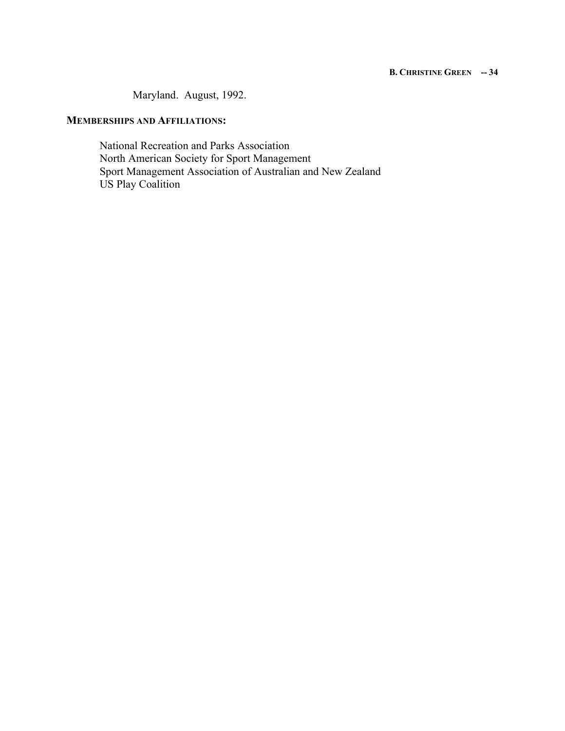Maryland. August, 1992.

## MEMBERSHIPS AND AFFILIATIONS:

National Recreation and Parks Association
North American Society for Sport Management
Sport Management Association of Australian and New Zealand
US Play Coalition